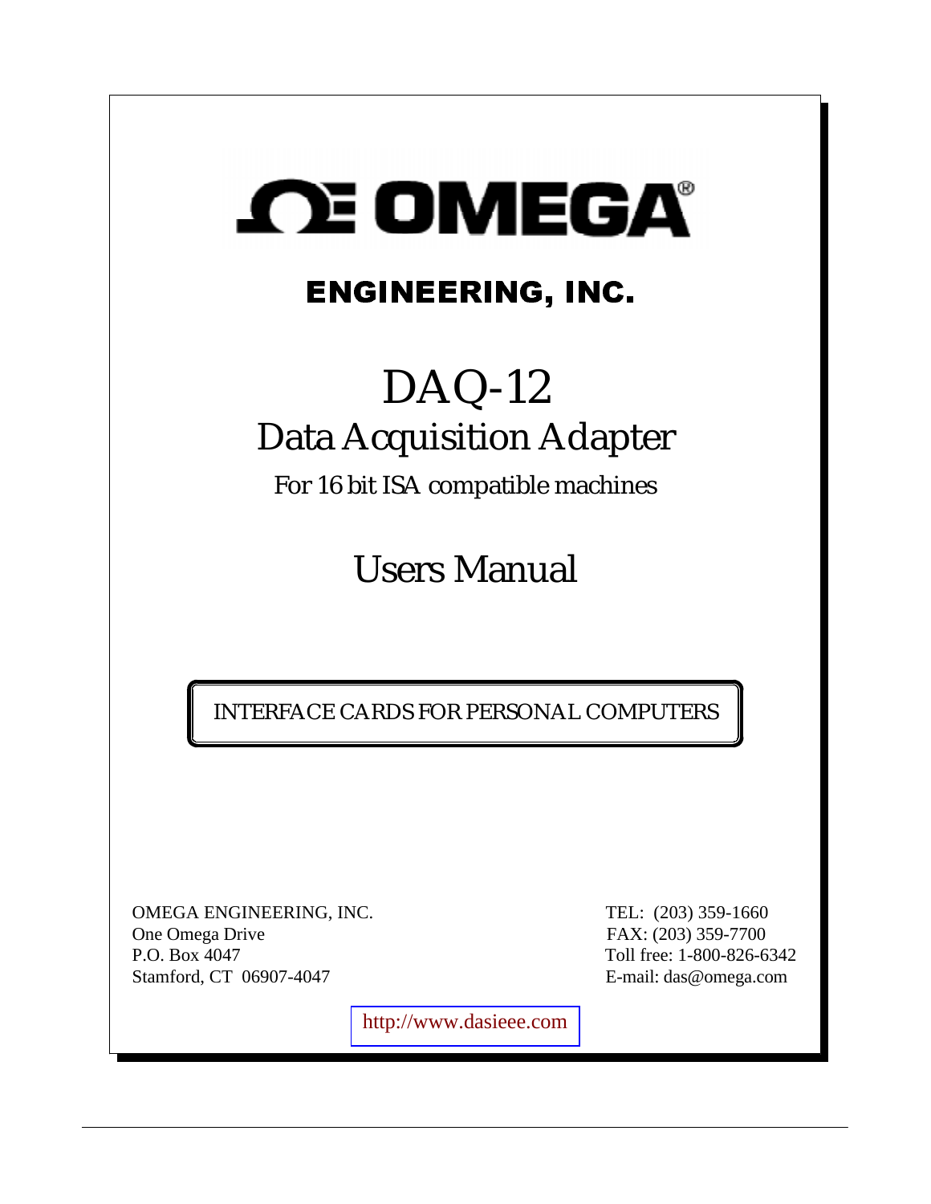# OMEGA

## ENGINEERING, INC.

# DAQ-12

## Data Acquisition Adapter

For 16 bit ISA compatible machines

## Users Manual

INTERFACE CARDS FOR PERSONAL COMPUTERS

OMEGA ENGINEERING, INC.
One Omega Drive
P.O. Box 4047
Stamford, CT 06907-4047

TEL: (203) 359-1660
FAX: (203) 359-7700
Toll free: 1-800-826-6342
E-mail: das@omega.com

http://www.dasieee.com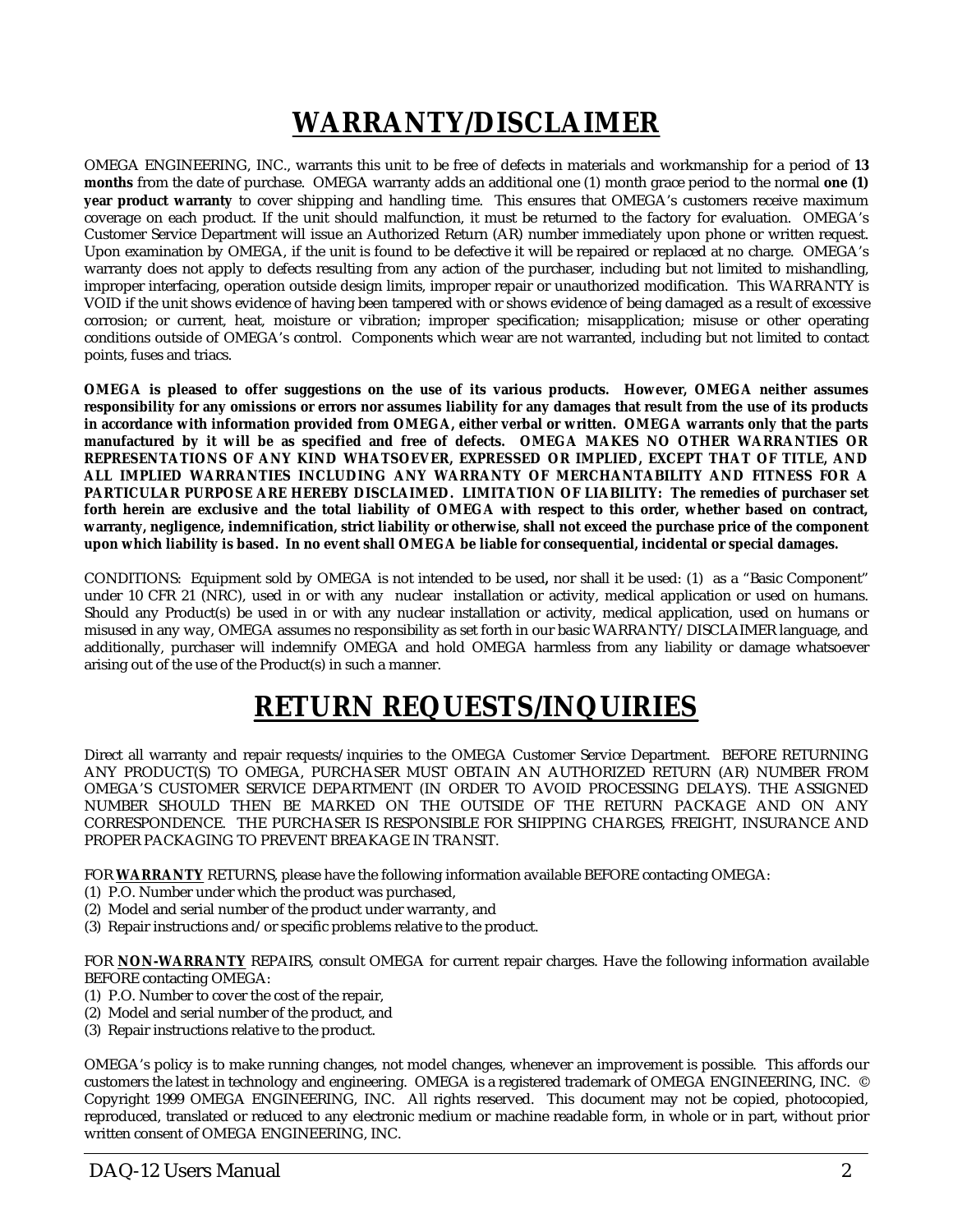# WARRANTY/DISCLAIMER

OMEGA ENGINEERING, INC., warrants this unit to be free of defects in materials and workmanship for a period of **13 months** from the date of purchase. OMEGA warranty adds an additional one (1) month grace period to the normal **one (1) year product warranty** to cover shipping and handling time. This ensures that OMEGA's customers receive maximum coverage on each product. If the unit should malfunction, it must be returned to the factory for evaluation. OMEGA's Customer Service Department will issue an Authorized Return (AR) number immediately upon phone or written request. Upon examination by OMEGA, if the unit is found to be defective it will be repaired or replaced at no charge. OMEGA's warranty does not apply to defects resulting from any action of the purchaser, including but not limited to mishandling, improper interfacing, operation outside design limits, improper repair or unauthorized modification. This WARRANTY is VOID if the unit shows evidence of having been tampered with or shows evidence of being damaged as a result of excessive corrosion; or current, heat, moisture or vibration; improper specification; misapplication; misuse or other operating conditions outside of OMEGA's control. Components which wear are not warranted, including but not limited to contact points, fuses and triacs.

**OMEGA is pleased to offer suggestions on the use of its various products. However, OMEGA neither assumes responsibility for any omissions or errors nor assumes liability for any damages that result from the use of its products in accordance with information provided from OMEGA, either verbal or written. OMEGA warrants only that the parts manufactured by it will be as specified and free of defects. OMEGA MAKES NO OTHER WARRANTIES OR REPRESENTATIONS OF ANY KIND WHATSOEVER, EXPRESSED OR IMPLIED, EXCEPT THAT OF TITLE, AND ALL IMPLIED WARRANTIES INCLUDING ANY WARRANTY OF MERCHANTABILITY AND FITNESS FOR A PARTICULAR PURPOSE ARE HEREBY DISCLAIMED. LIMITATION OF LIABILITY: The remedies of purchaser set forth herein are exclusive and the total liability of OMEGA with respect to this order, whether based on contract, warranty, negligence, indemnification, strict liability or otherwise, shall not exceed the purchase price of the component upon which liability is based. In no event shall OMEGA be liable for consequential, incidental or special damages.**

CONDITIONS: Equipment sold by OMEGA is not intended to be used**,** nor shall it be used: (1) as a "Basic Component" under 10 CFR 21 (NRC), used in or with any nuclear installation or activity, medical application or used on humans. Should any Product(s) be used in or with any nuclear installation or activity, medical application, used on humans or misused in any way, OMEGA assumes no responsibility as set forth in our basic WARRANTY/DISCLAIMER language, and additionally, purchaser will indemnify OMEGA and hold OMEGA harmless from any liability or damage whatsoever arising out of the use of the Product(s) in such a manner.

# RETURN REQUESTS/INQUIRIES

Direct all warranty and repair requests/inquiries to the OMEGA Customer Service Department. BEFORE RETURNING ANY PRODUCT(S) TO OMEGA, PURCHASER MUST OBTAIN AN AUTHORIZED RETURN (AR) NUMBER FROM OMEGA'S CUSTOMER SERVICE DEPARTMENT (IN ORDER TO AVOID PROCESSING DELAYS). THE ASSIGNED NUMBER SHOULD THEN BE MARKED ON THE OUTSIDE OF THE RETURN PACKAGE AND ON ANY CORRESPONDENCE. THE PURCHASER IS RESPONSIBLE FOR SHIPPING CHARGES, FREIGHT, INSURANCE AND PROPER PACKAGING TO PREVENT BREAKAGE IN TRANSIT.

FOR **WARRANTY** RETURNS, please have the following information available BEFORE contacting OMEGA:

(1) P.O. Number under which the product was purchased,
(2) Model and serial number of the product under warranty, and
(3) Repair instructions and/or specific problems relative to the product.

FOR **NON-WARRANTY** REPAIRS, consult OMEGA for current repair charges. Have the following information available BEFORE contacting OMEGA:

(1) P.O. Number to cover the cost of the repair,
(2) Model and serial number of the product, and
(3) Repair instructions relative to the product.

OMEGA's policy is to make running changes, not model changes, whenever an improvement is possible. This affords our customers the latest in technology and engineering. OMEGA is a registered trademark of OMEGA ENGINEERING, INC. © Copyright 1999 OMEGA ENGINEERING, INC. All rights reserved. This document may not be copied, photocopied, reproduced, translated or reduced to any electronic medium or machine readable form, in whole or in part, without prior written consent of OMEGA ENGINEERING, INC.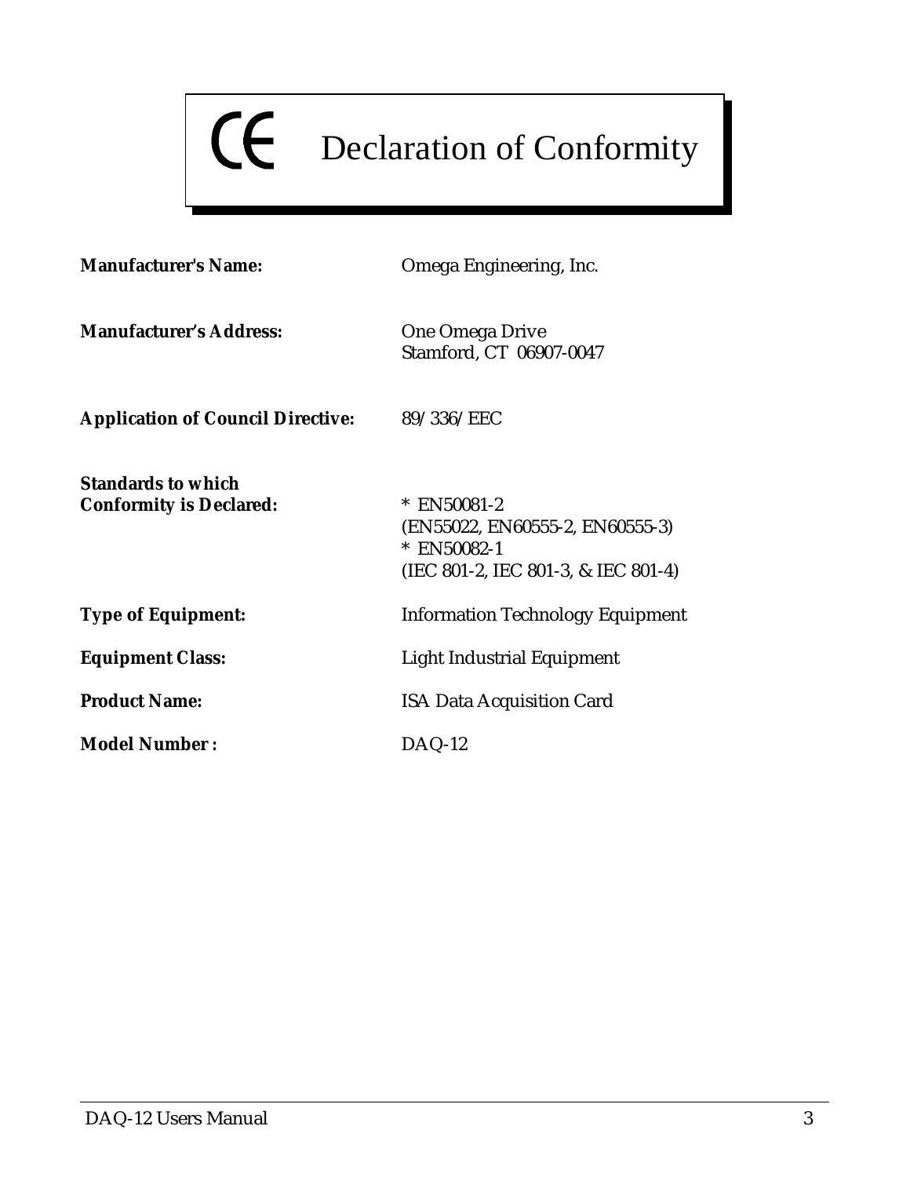# CE Declaration of Conformity

| | |
|---|---|
| **Manufacturer's Name:** | Omega Engineering, Inc. |
| **Manufacturer's Address:** | One Omega Drive<br>Stamford, CT 06907-0047 |
| **Application of Council Directive:** | 89/336/EEC |
| **Standards to which Conformity is Declared:** | * EN50081-2<br>(EN55022, EN60555-2, EN60555-3)<br>* EN50082-1<br>(IEC 801-2, IEC 801-3, & IEC 801-4) |
| **Type of Equipment:** | Information Technology Equipment |
| **Equipment Class:** | Light Industrial Equipment |
| **Product Name:** | ISA Data Acquisition Card |
| **Model Number :** | DAQ-12 |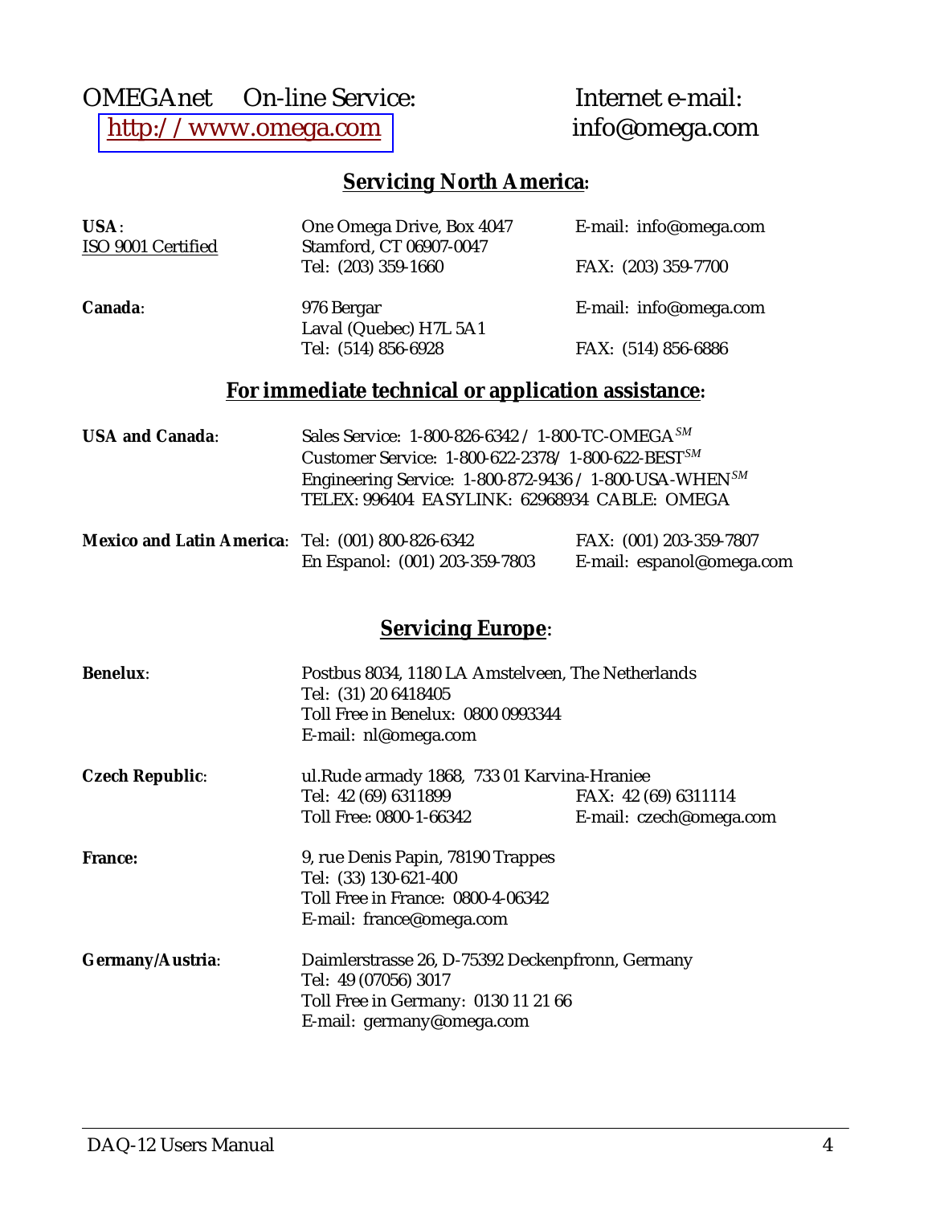OMEGAnet On-line Service: http://www.omega.com

Internet e-mail: info@omega.com

## Servicing North America:

**USA**:
ISO 9001 Certified
One Omega Drive, Box 4047
Stamford, CT 06907-0047
Tel: (203) 359-1660
E-mail: info@omega.com
FAX: (203) 359-7700

**Canada**:
976 Bergar
Laval (Quebec) H7L 5A1
Tel: (514) 856-6928
E-mail: info@omega.com
FAX: (514) 856-6886

## For immediate technical or application assistance:

**USA and Canada**:
Sales Service: 1-800-826-6342 / 1-800-TC-OMEGA[SM]
Customer Service: 1-800-622-2378/ 1-800-622-BEST[SM]
Engineering Service: 1-800-872-9436 / 1-800-USA-WHEN[SM]
TELEX: 996404 EASYLINK: 62968934 CABLE: OMEGA

**Mexico and Latin America**:
Tel: (001) 800-826-6342
FAX: (001) 203-359-7807
En Espanol: (001) 203-359-7803
E-mail: espanol@omega.com

## Servicing Europe:

**Benelux**:
Postbus 8034, 1180 LA Amstelveen, The Netherlands
Tel: (31) 20 6418405
Toll Free in Benelux: 0800 0993344
E-mail: nl@omega.com

**Czech Republic**:
ul.Rude armady 1868, 733 01 Karvina-Hraniee
Tel: 42 (69) 6311899
FAX: 42 (69) 6311114
Toll Free: 0800-1-66342
E-mail: czech@omega.com

**France:**
9, rue Denis Papin, 78190 Trappes
Tel: (33) 130-621-400
Toll Free in France: 0800-4-06342
E-mail: france@omega.com

**Germany/Austria**:
Daimlerstrasse 26, D-75392 Deckenpfronn, Germany
Tel: 49 (07056) 3017
Toll Free in Germany: 0130 11 21 66
E-mail: germany@omega.com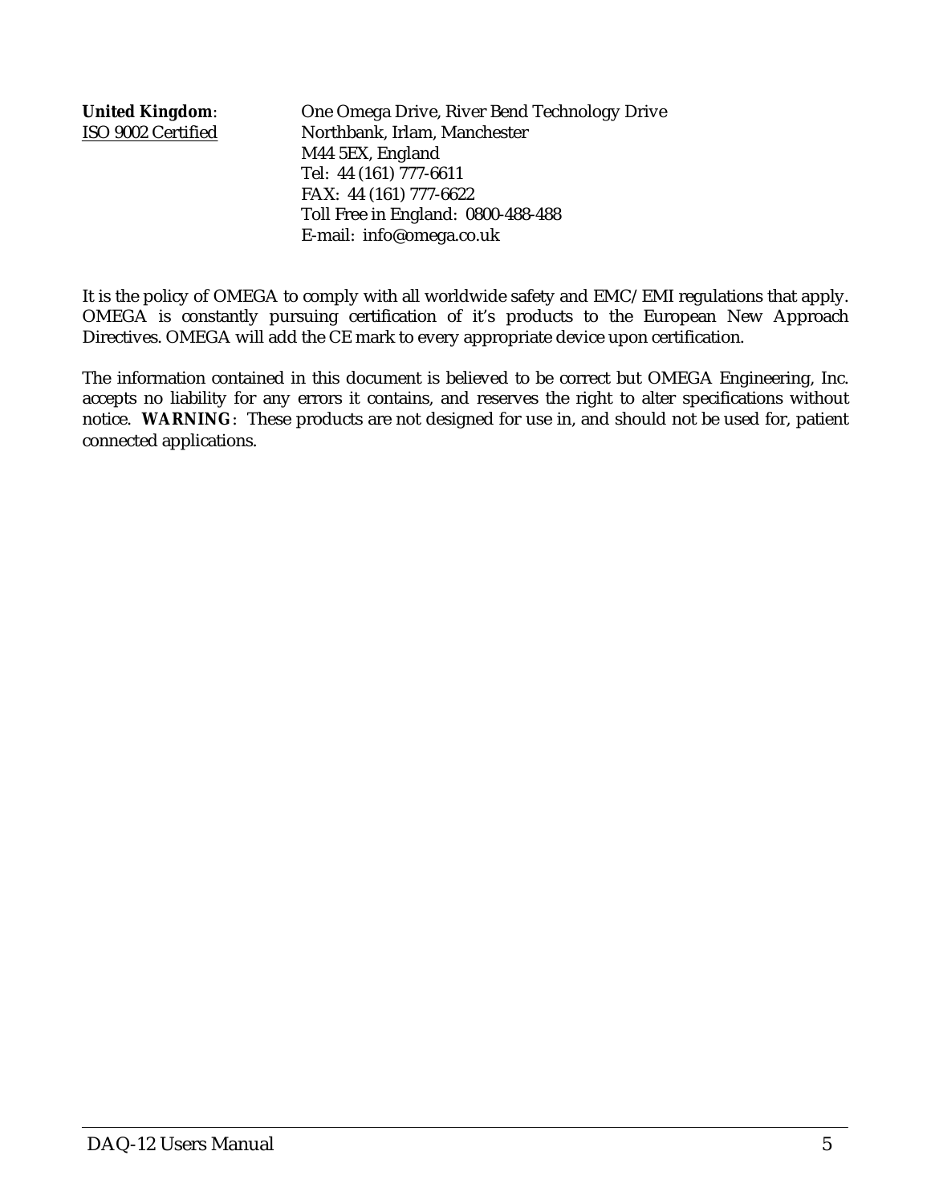**United Kingdom**: One Omega Drive, River Bend Technology Drive
ISO 9002 Certified Northbank, Irlam, Manchester
M44 5EX, England
Tel: 44 (161) 777-6611
FAX: 44 (161) 777-6622
Toll Free in England: 0800-488-488
E-mail: info@omega.co.uk

It is the policy of OMEGA to comply with all worldwide safety and EMC/EMI regulations that apply. OMEGA is constantly pursuing certification of it's products to the European New Approach Directives. OMEGA will add the CE mark to every appropriate device upon certification.

The information contained in this document is believed to be correct but OMEGA Engineering, Inc. accepts no liability for any errors it contains, and reserves the right to alter specifications without notice. **WARNING**: These products are not designed for use in, and should not be used for, patient connected applications.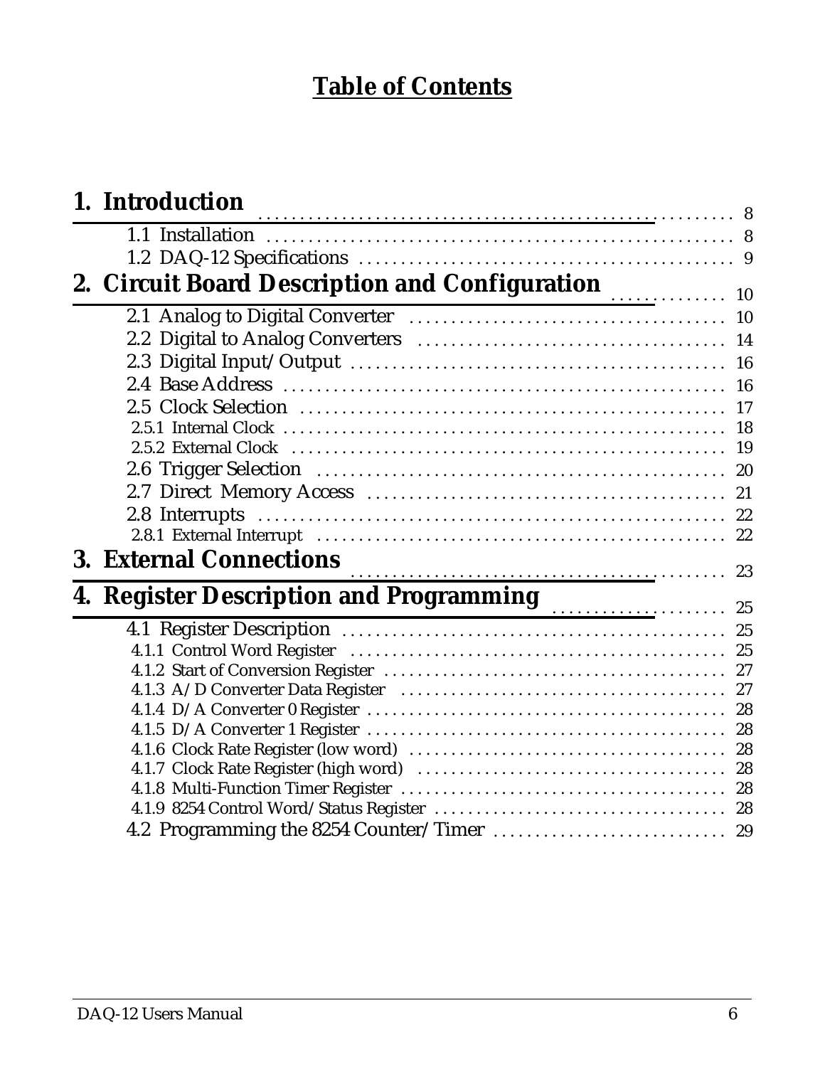# Table of Contents

**1. Introduction** .......... 8

- 1.1 Installation .......... 8
- 1.2 DAQ-12 Specifications .......... 9

**2. Circuit Board Description and Configuration** .......... 10

- 2.1 Analog to Digital Converter .......... 10
- 2.2 Digital to Analog Converters .......... 14
- 2.3 Digital Input/Output .......... 16
- 2.4 Base Address .......... 16
- 2.5 Clock Selection .......... 17
  - 2.5.1 Internal Clock .......... 18
  - 2.5.2 External Clock .......... 19
- 2.6 Trigger Selection .......... 20
- 2.7 Direct Memory Access .......... 21
- 2.8 Interrupts .......... 22
  - 2.8.1 External Interrupt .......... 22

**3. External Connections** .......... 23

**4. Register Description and Programming** .......... 25

- 4.1 Register Description .......... 25
  - 4.1.1 Control Word Register .......... 25
  - 4.1.2 Start of Conversion Register .......... 27
  - 4.1.3 A/D Converter Data Register .......... 27
  - 4.1.4 D/A Converter 0 Register .......... 28
  - 4.1.5 D/A Converter 1 Register .......... 28
  - 4.1.6 Clock Rate Register (low word) .......... 28
  - 4.1.7 Clock Rate Register (high word) .......... 28
  - 4.1.8 Multi-Function Timer Register .......... 28
  - 4.1.9 8254 Control Word/Status Register .......... 28
- 4.2 Programming the 8254 Counter/Timer .......... 29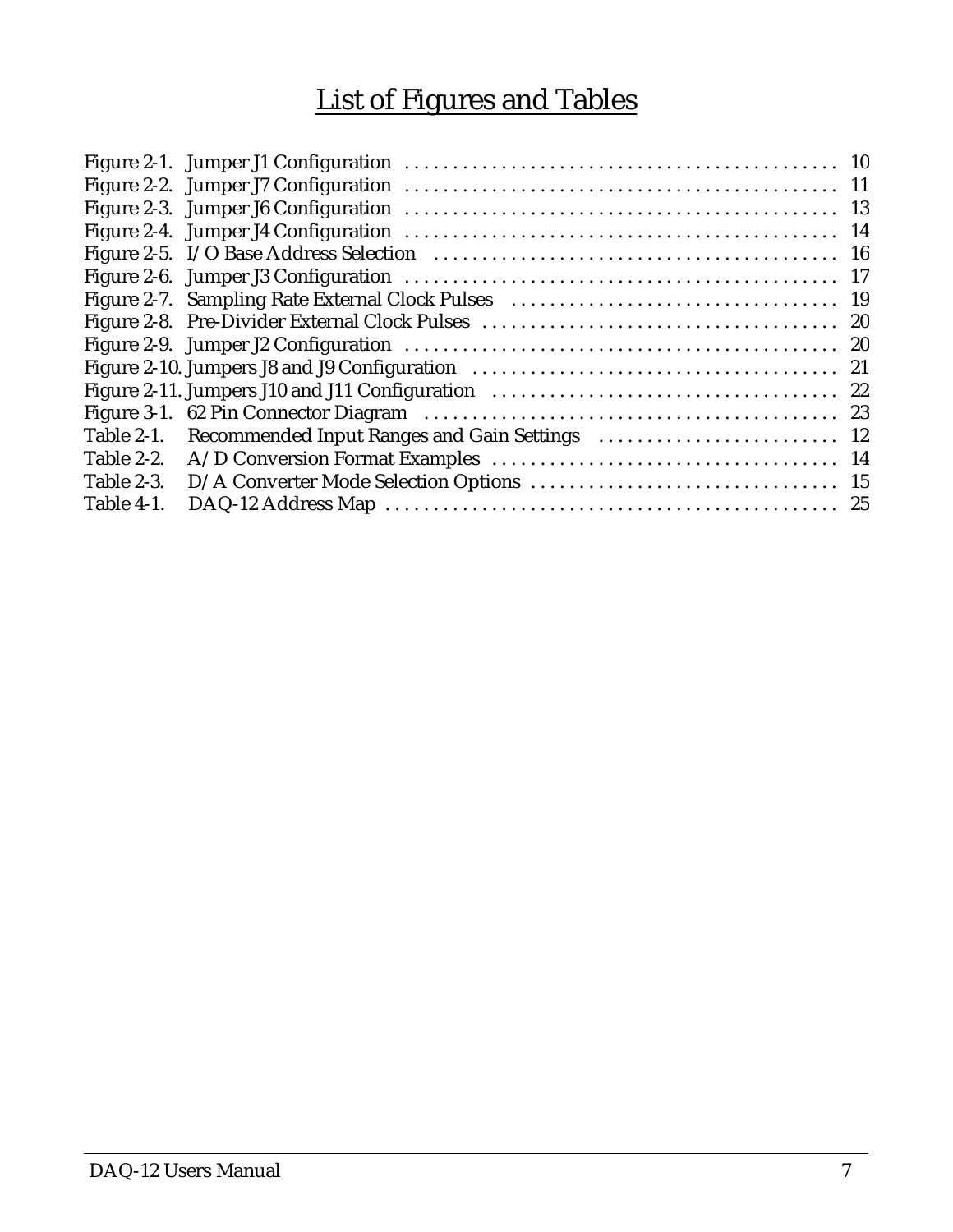# List of Figures and Tables

Figure 2-1. Jumper J1 Configuration . . . . . . . . . . . . . . . . . . . . . . . . . . . . . . . . . . . . . . . . . . . . . 10
Figure 2-2. Jumper J7 Configuration . . . . . . . . . . . . . . . . . . . . . . . . . . . . . . . . . . . . . . . . . . . . . 11
Figure 2-3. Jumper J6 Configuration . . . . . . . . . . . . . . . . . . . . . . . . . . . . . . . . . . . . . . . . . . . . . 13
Figure 2-4. Jumper J4 Configuration . . . . . . . . . . . . . . . . . . . . . . . . . . . . . . . . . . . . . . . . . . . . . 14
Figure 2-5. I/O Base Address Selection . . . . . . . . . . . . . . . . . . . . . . . . . . . . . . . . . . . . . . . . . . 16
Figure 2-6. Jumper J3 Configuration . . . . . . . . . . . . . . . . . . . . . . . . . . . . . . . . . . . . . . . . . . . . . 17
Figure 2-7. Sampling Rate External Clock Pulses . . . . . . . . . . . . . . . . . . . . . . . . . . . . . . . . . . 19
Figure 2-8. Pre-Divider External Clock Pulses . . . . . . . . . . . . . . . . . . . . . . . . . . . . . . . . . . . . . 20
Figure 2-9. Jumper J2 Configuration . . . . . . . . . . . . . . . . . . . . . . . . . . . . . . . . . . . . . . . . . . . . . 20
Figure 2-10. Jumpers J8 and J9 Configuration . . . . . . . . . . . . . . . . . . . . . . . . . . . . . . . . . . . . . 21
Figure 2-11. Jumpers J10 and J11 Configuration . . . . . . . . . . . . . . . . . . . . . . . . . . . . . . . . . . . 22
Figure 3-1. 62 Pin Connector Diagram . . . . . . . . . . . . . . . . . . . . . . . . . . . . . . . . . . . . . . . . . . . 23
Table 2-1. Recommended Input Ranges and Gain Settings . . . . . . . . . . . . . . . . . . . . . . . . . 12
Table 2-2. A/D Conversion Format Examples . . . . . . . . . . . . . . . . . . . . . . . . . . . . . . . . . . . . 14
Table 2-3. D/A Converter Mode Selection Options . . . . . . . . . . . . . . . . . . . . . . . . . . . . . . . . 15
Table 4-1. DAQ-12 Address Map . . . . . . . . . . . . . . . . . . . . . . . . . . . . . . . . . . . . . . . . . . . . . . . 25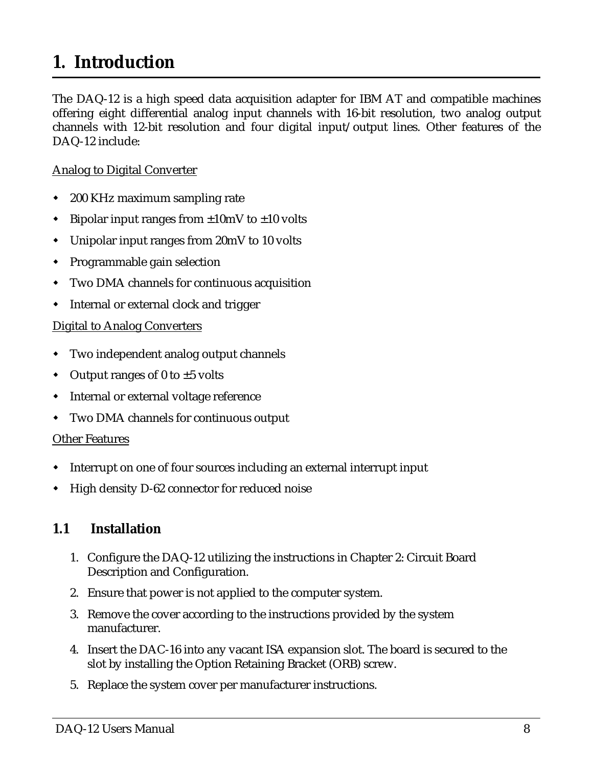# 1. Introduction

The DAQ-12 is a high speed data acquisition adapter for IBM AT and compatible machines offering eight differential analog input channels with 16-bit resolution, two analog output channels with 12-bit resolution and four digital input/output lines. Other features of the DAQ-12 include:

<u>Analog to Digital Converter</u>

- 200 KHz maximum sampling rate
- Bipolar input ranges from ±10mV to ±10 volts
- Unipolar input ranges from 20mV to 10 volts
- Programmable gain selection
- Two DMA channels for continuous acquisition
- Internal or external clock and trigger

<u>Digital to Analog Converters</u>

- Two independent analog output channels
- Output ranges of 0 to ±5 volts
- Internal or external voltage reference
- Two DMA channels for continuous output

<u>Other Features</u>

- Interrupt on one of four sources including an external interrupt input
- High density D-62 connector for reduced noise

## 1.1 Installation

1. Configure the DAQ-12 utilizing the instructions in Chapter 2: Circuit Board Description and Configuration.
2. Ensure that power is not applied to the computer system.
3. Remove the cover according to the instructions provided by the system manufacturer.
4. Insert the DAC-16 into any vacant ISA expansion slot. The board is secured to the slot by installing the Option Retaining Bracket (ORB) screw.
5. Replace the system cover per manufacturer instructions.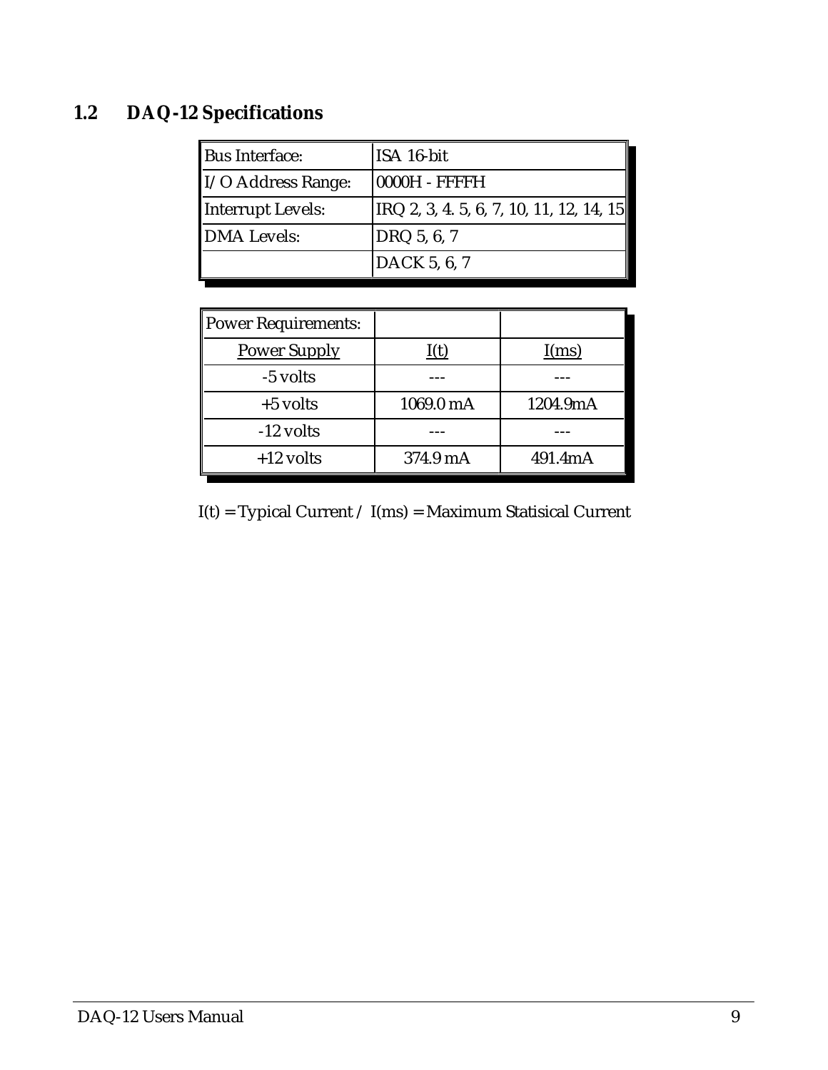## 1.2 DAQ-12 Specifications

| Bus Interface: | ISA 16-bit |
|---|---|
| I/O Address Range: | 0000H - FFFFH |
| Interrupt Levels: | IRQ 2, 3, 4. 5, 6, 7, 10, 11, 12, 14, 15 |
| DMA Levels: | DRQ 5, 6, 7 |
| | DACK 5, 6, 7 |

| Power Requirements: | | |
|---|---|---|
| Power Supply | I(t) | I(ms) |
| -5 volts | --- | --- |
| +5 volts | 1069.0 mA | 1204.9mA |
| -12 volts | --- | --- |
| +12 volts | 374.9 mA | 491.4mA |

I(t) = Typical Current / I(ms) = Maximum Statisical Current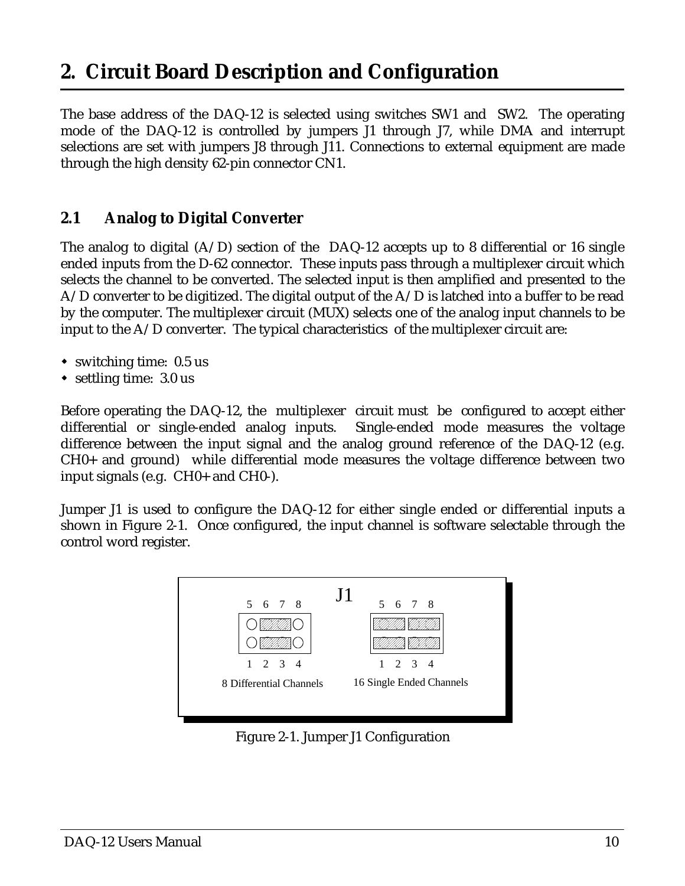# 2. Circuit Board Description and Configuration

The base address of the DAQ-12 is selected using switches SW1 and SW2. The operating mode of the DAQ-12 is controlled by jumpers J1 through J7, while DMA and interrupt selections are set with jumpers J8 through J11. Connections to external equipment are made through the high density 62-pin connector CN1.

## 2.1 Analog to Digital Converter

The analog to digital (A/D) section of the DAQ-12 accepts up to 8 differential or 16 single ended inputs from the D-62 connector. These inputs pass through a multiplexer circuit which selects the channel to be converted. The selected input is then amplified and presented to the A/D converter to be digitized. The digital output of the A/D is latched into a buffer to be read by the computer. The multiplexer circuit (MUX) selects one of the analog input channels to be input to the A/D converter. The typical characteristics of the multiplexer circuit are:

- switching time: 0.5 us
- settling time: 3.0 us

Before operating the DAQ-12, the multiplexer circuit must be configured to accept either differential or single-ended analog inputs. Single-ended mode measures the voltage difference between the input signal and the analog ground reference of the DAQ-12 (e.g. CH0+ and ground) while differential mode measures the voltage difference between two input signals (e.g. CH0+ and CH0-).

Jumper J1 is used to configure the DAQ-12 for either single ended or differential inputs a shown in Figure 2-1. Once configured, the input channel is software selectable through the control word register.

J1

5 6 7 8 | 5 6 7 8

1 2 3 4 | 1 2 3 4

8 Differential Channels | 16 Single Ended Channels

Figure 2-1. Jumper J1 Configuration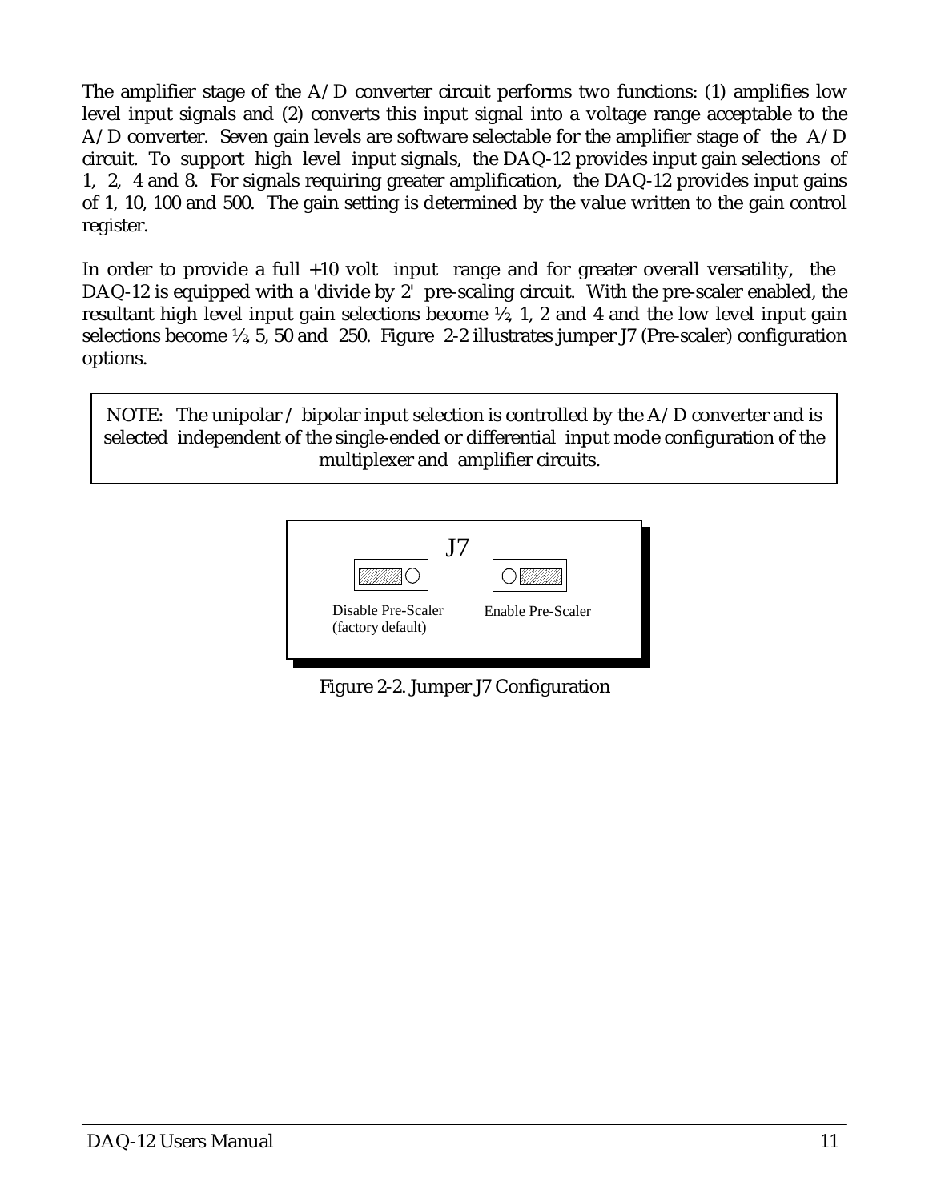The amplifier stage of the A/D converter circuit performs two functions: (1) amplifies low level input signals and (2) converts this input signal into a voltage range acceptable to the A/D converter. Seven gain levels are software selectable for the amplifier stage of the A/D circuit. To support high level input signals, the DAQ-12 provides input gain selections of 1, 2, 4 and 8. For signals requiring greater amplification, the DAQ-12 provides input gains of 1, 10, 100 and 500. The gain setting is determined by the value written to the gain control register.

In order to provide a full +10 volt input range and for greater overall versatility, the DAQ-12 is equipped with a 'divide by 2' pre-scaling circuit. With the pre-scaler enabled, the resultant high level input gain selections become ½, 1, 2 and 4 and the low level input gain selections become ½, 5, 50 and 250. Figure 2-2 illustrates jumper J7 (Pre-scaler) configuration options.

> NOTE: The unipolar / bipolar input selection is controlled by the A/D converter and is selected independent of the single-ended or differential input mode configuration of the multiplexer and amplifier circuits.

J7

Disable Pre-Scaler (factory default)

Enable Pre-Scaler

Figure 2-2. Jumper J7 Configuration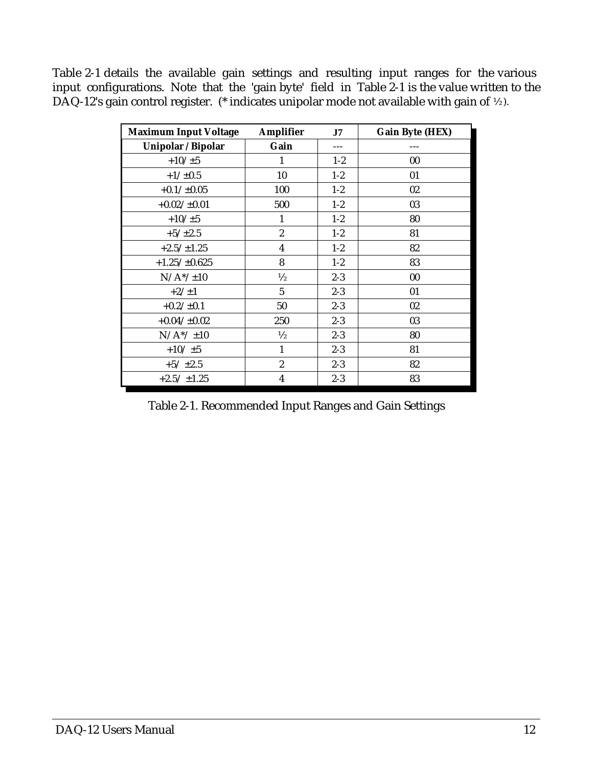Table 2-1 details the available gain settings and resulting input ranges for the various input configurations. Note that the 'gain byte' field in Table 2-1 is the value written to the DAQ-12's gain control register. (* indicates unipolar mode not available with gain of ½).

| **Maximum Input Voltage** | **Amplifier** | **J7** | **Gain Byte (HEX)** |
|---|---|---|---|
| **Unipolar / Bipolar** | **Gain** | --- | --- |
| +10/ ±5 | 1 | 1-2 | 00 |
| +1/ ±0.5 | 10 | 1-2 | 01 |
| +0.1/ ±0.05 | 100 | 1-2 | 02 |
| +0.02/ ±0.01 | 500 | 1-2 | 03 |
| +10/ ±5 | 1 | 1-2 | 80 |
| +5/ ±2.5 | 2 | 1-2 | 81 |
| +2.5/ ±1.25 | 4 | 1-2 | 82 |
| +1.25/ ±0.625 | 8 | 1-2 | 83 |
| N/A*/ ±10 | ½ | 2-3 | 00 |
| +2/ ±1 | 5 | 2-3 | 01 |
| +0.2/ ±0.1 | 50 | 2-3 | 02 |
| +0.04/ ±0.02 | 250 | 2-3 | 03 |
| N/A*/ ±10 | ½ | 2-3 | 80 |
| +10/ ±5 | 1 | 2-3 | 81 |
| +5/ ±2.5 | 2 | 2-3 | 82 |
| +2.5/ ±1.25 | 4 | 2-3 | 83 |

Table 2-1. Recommended Input Ranges and Gain Settings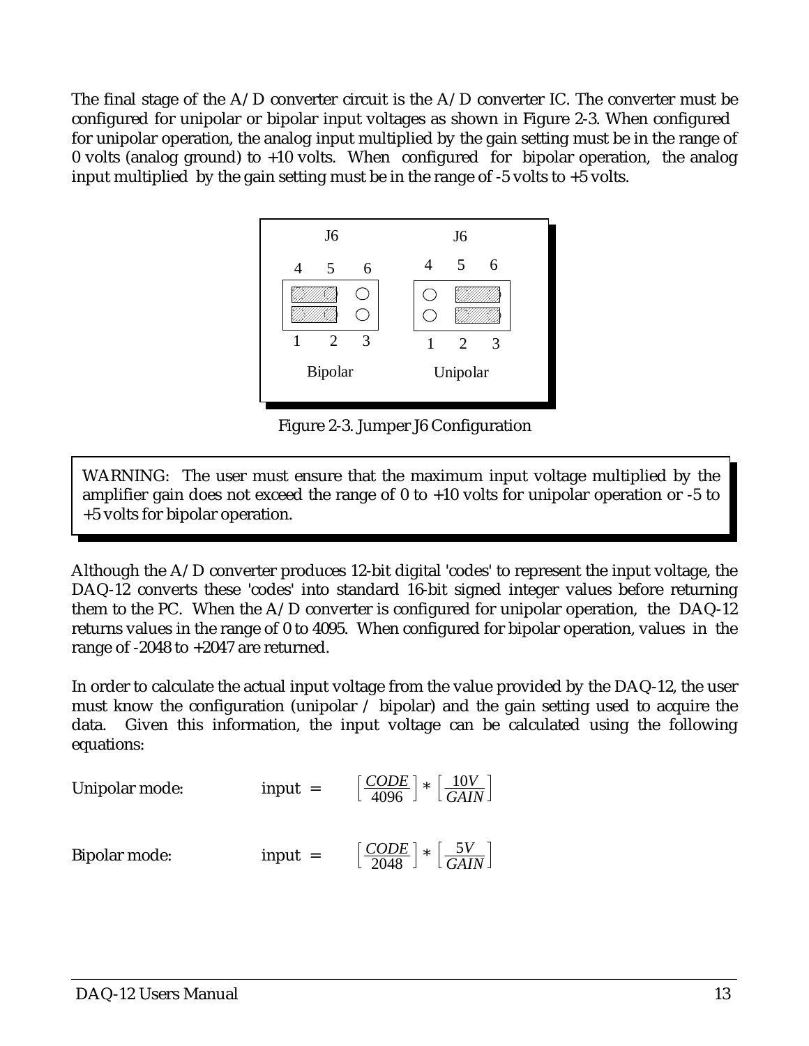The final stage of the A/D converter circuit is the A/D converter IC. The converter must be configured for unipolar or bipolar input voltages as shown in Figure 2-3. When configured for unipolar operation, the analog input multiplied by the gain setting must be in the range of 0 volts (analog ground) to +10 volts. When configured for bipolar operation, the analog input multiplied by the gain setting must be in the range of -5 volts to +5 volts.

Figure 2-3. Jumper J6 Configuration

WARNING: The user must ensure that the maximum input voltage multiplied by the amplifier gain does not exceed the range of 0 to +10 volts for unipolar operation or -5 to +5 volts for bipolar operation.

Although the A/D converter produces 12-bit digital 'codes' to represent the input voltage, the DAQ-12 converts these 'codes' into standard 16-bit signed integer values before returning them to the PC. When the A/D converter is configured for unipolar operation, the DAQ-12 returns values in the range of 0 to 4095. When configured for bipolar operation, values in the range of -2048 to +2047 are returned.

In order to calculate the actual input voltage from the value provided by the DAQ-12, the user must know the configuration (unipolar / bipolar) and the gain setting used to acquire the data. Given this information, the input voltage can be calculated using the following equations:

Unipolar mode:

$$\text{input} = \left[\frac{CODE}{4096}\right] * \left[\frac{10V}{GAIN}\right]$$

Bipolar mode:

$$\text{input} = \left[\frac{CODE}{2048}\right] * \left[\frac{5V}{GAIN}\right]$$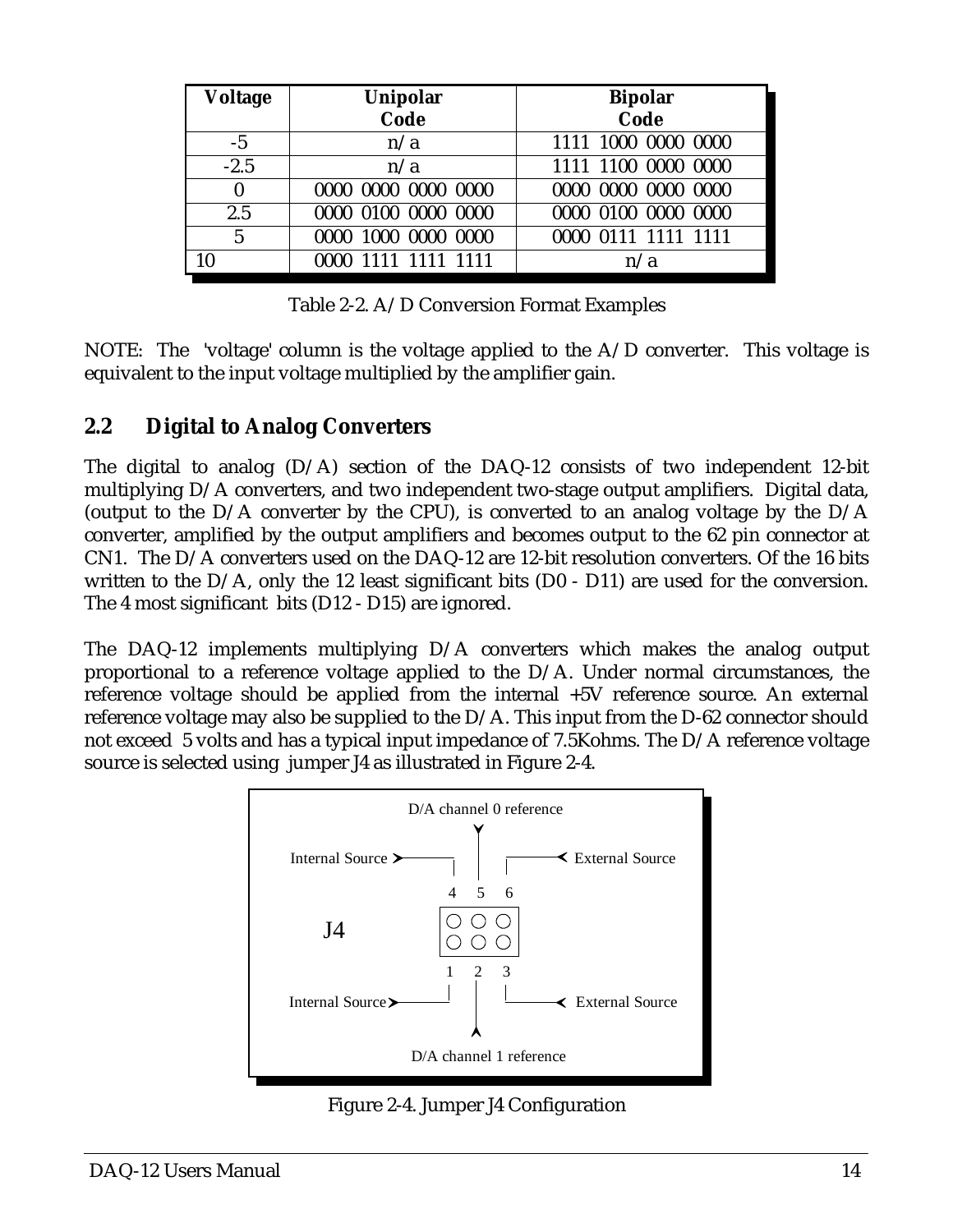| Voltage | Unipolar Code | Bipolar Code |
|---|---|---|
| -5 | n/a | 1111 1000 0000 0000 |
| -2.5 | n/a | 1111 1100 0000 0000 |
| 0 | 0000 0000 0000 0000 | 0000 0000 0000 0000 |
| 2.5 | 0000 0100 0000 0000 | 0000 0100 0000 0000 |
| 5 | 0000 1000 0000 0000 | 0000 0111 1111 1111 |
| 10 | 0000 1111 1111 1111 | n/a |

Table 2-2. A/D Conversion Format Examples

NOTE: The 'voltage' column is the voltage applied to the A/D converter. This voltage is equivalent to the input voltage multiplied by the amplifier gain.

## 2.2 Digital to Analog Converters

The digital to analog (D/A) section of the DAQ-12 consists of two independent 12-bit multiplying D/A converters, and two independent two-stage output amplifiers. Digital data, (output to the D/A converter by the CPU), is converted to an analog voltage by the D/A converter, amplified by the output amplifiers and becomes output to the 62 pin connector at CN1. The D/A converters used on the DAQ-12 are 12-bit resolution converters. Of the 16 bits written to the D/A, only the 12 least significant bits (D0 - D11) are used for the conversion. The 4 most significant bits (D12 - D15) are ignored.

The DAQ-12 implements multiplying D/A converters which makes the analog output proportional to a reference voltage applied to the D/A. Under normal circumstances, the reference voltage should be applied from the internal +5V reference source. An external reference voltage may also be supplied to the D/A. This input from the D-62 connector should not exceed 5 volts and has a typical input impedance of 7.5Kohms. The D/A reference voltage source is selected using jumper J4 as illustrated in Figure 2-4.

D/A channel 0 reference

Internal Source → 4 5 6 ← External Source

J4

Internal Source → 1 2 3 ← External Source

D/A channel 1 reference

Figure 2-4. Jumper J4 Configuration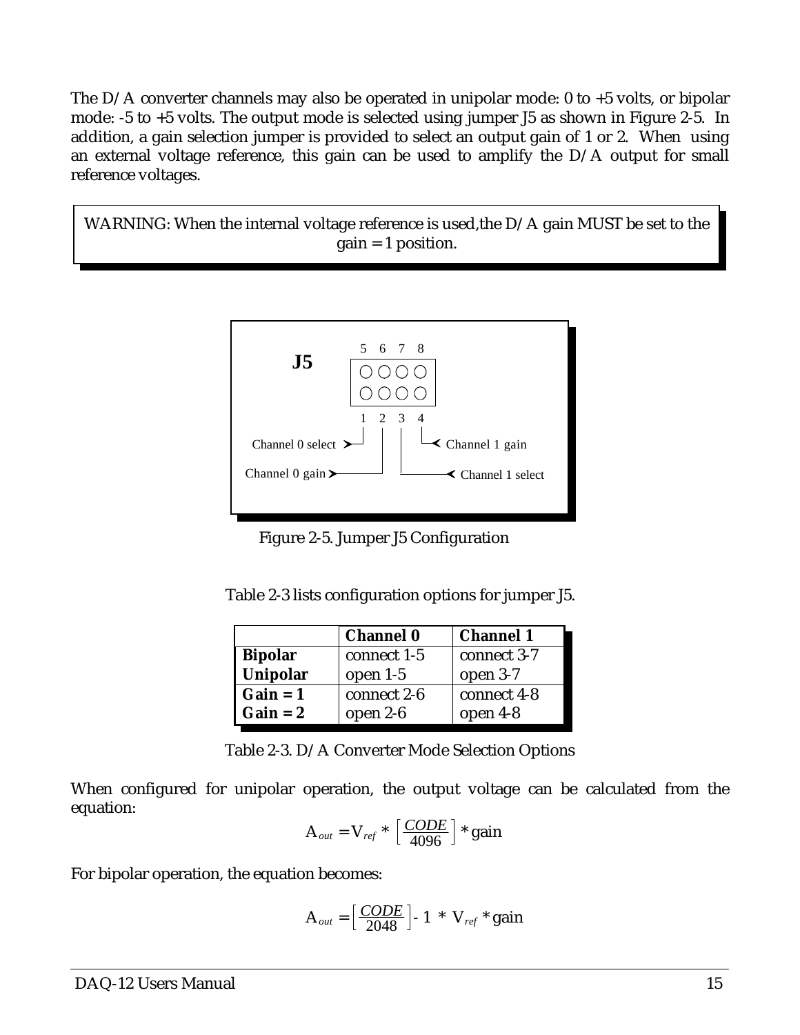The D/A converter channels may also be operated in unipolar mode: 0 to +5 volts, or bipolar mode: -5 to +5 volts. The output mode is selected using jumper J5 as shown in Figure 2-5. In addition, a gain selection jumper is provided to select an output gain of 1 or 2. When using an external voltage reference, this gain can be used to amplify the D/A output for small reference voltages.

> WARNING: When the internal voltage reference is used,the D/A gain MUST be set to the gain = 1 position.

**J5**

```
 5  6  7  8
 O  O  O  O
 O  O  O  O
 1  2  3  4
```

- Pin 1: Channel 0 select
- Pin 2: Channel 0 gain
- Pin 3: Channel 1 select
- Pin 4: Channel 1 gain

Figure 2-5. Jumper J5 Configuration

Table 2-3 lists configuration options for jumper J5.

| | **Channel 0** | **Channel 1** |
|---|---|---|
| **Bipolar** | connect 1-5 | connect 3-7 |
| **Unipolar** | open 1-5 | open 3-7 |
| **Gain = 1** | connect 2-6 | connect 4-8 |
| **Gain = 2** | open 2-6 | open 4-8 |

Table 2-3. D/A Converter Mode Selection Options

When configured for unipolar operation, the output voltage can be calculated from the equation:

$$A_{out} = V_{ref} * \left[ \frac{CODE}{4096} \right] * \text{gain}$$

For bipolar operation, the equation becomes:

$$A_{out} = \left[ \frac{CODE}{2048} \right] - 1 * V_{ref} * \text{gain}$$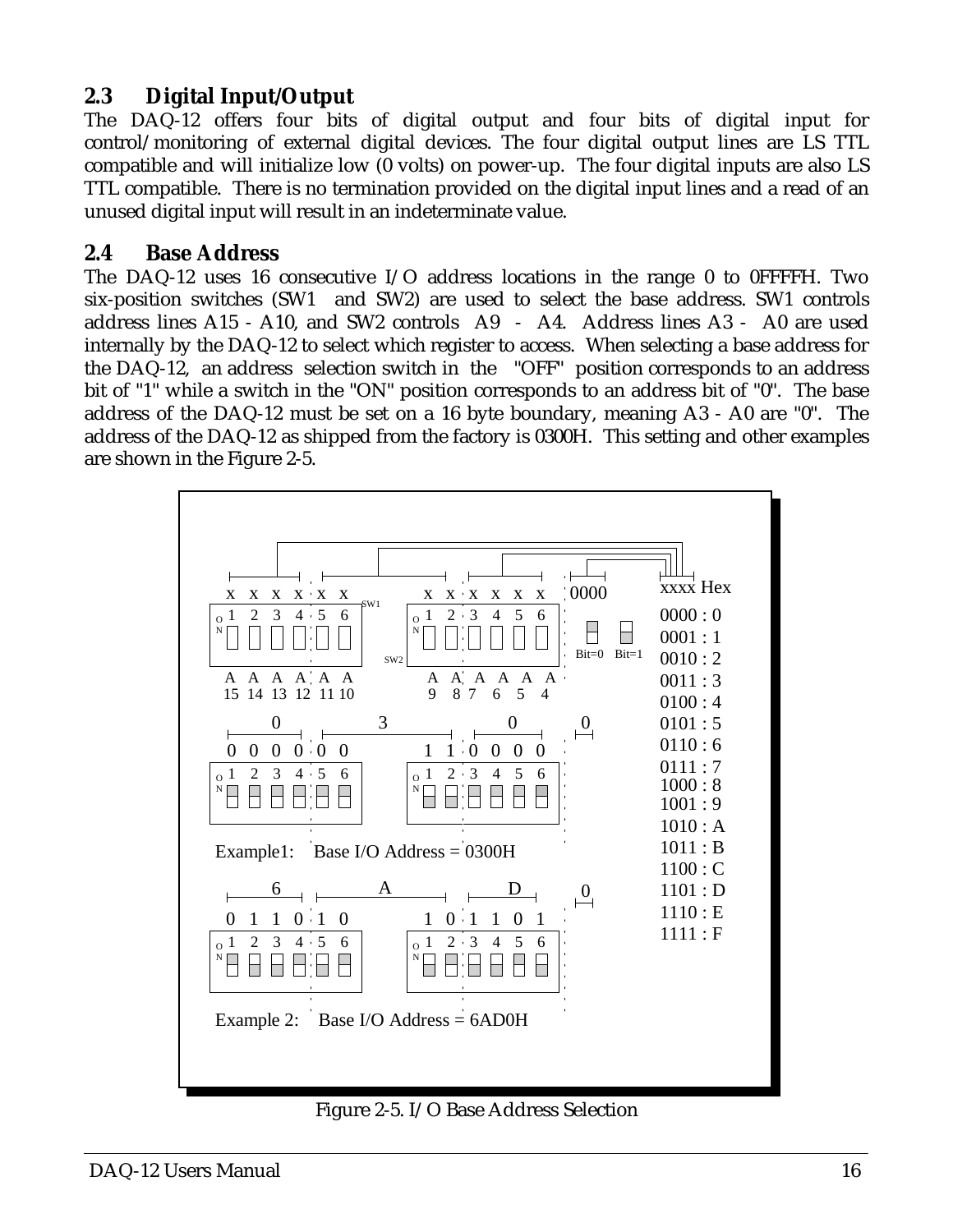## 2.3 Digital Input/Output

The DAQ-12 offers four bits of digital output and four bits of digital input for control/monitoring of external digital devices. The four digital output lines are LS TTL compatible and will initialize low (0 volts) on power-up. The four digital inputs are also LS TTL compatible. There is no termination provided on the digital input lines and a read of an unused digital input will result in an indeterminate value.

## 2.4 Base Address

The DAQ-12 uses 16 consecutive I/O address locations in the range 0 to 0FFFFH. Two six-position switches (SW1 and SW2) are used to select the base address. SW1 controls address lines A15 - A10, and SW2 controls A9 - A4. Address lines A3 - A0 are used internally by the DAQ-12 to select which register to access. When selecting a base address for the DAQ-12, an address selection switch in the "OFF" position corresponds to an address bit of "1" while a switch in the "ON" position corresponds to an address bit of "0". The base address of the DAQ-12 must be set on a 16 byte boundary, meaning A3 - A0 are "0". The address of the DAQ-12 as shipped from the factory is 0300H. This setting and other examples are shown in the Figure 2-5.

| Switch | SW1-1 | SW1-2 | SW1-3 | SW1-4 | SW1-5 | SW1-6 | SW2-1 | SW2-2 | SW2-3 | SW2-4 | SW2-5 | SW2-6 | A3-A0 |
|---|---|---|---|---|---|---|---|---|---|---|---|---|---|
| Address line | A15 | A14 | A13 | A12 | A11 | A10 | A9 | A8 | A7 | A6 | A5 | A4 | 0000 |
| Example 1: Base I/O Address = 0300H | 0 | 0 | 0 | 0 | 0 | 0 | 1 | 1 | 0 | 0 | 0 | 0 | 0 |
| Example 2: Base I/O Address = 6AD0H | 0 | 1 | 1 | 0 | 1 | 0 | 1 | 0 | 1 | 1 | 0 | 1 | 0 |

| xxxx | Hex |
|---|---|
| 0000 | 0 |
| 0001 | 1 |
| 0010 | 2 |
| 0011 | 3 |
| 0100 | 4 |
| 0101 | 5 |
| 0110 | 6 |
| 0111 | 7 |
| 1000 | 8 |
| 1001 | 9 |
| 1010 | A |
| 1011 | B |
| 1100 | C |
| 1101 | D |
| 1110 | E |
| 1111 | F |

Figure 2-5. I/O Base Address Selection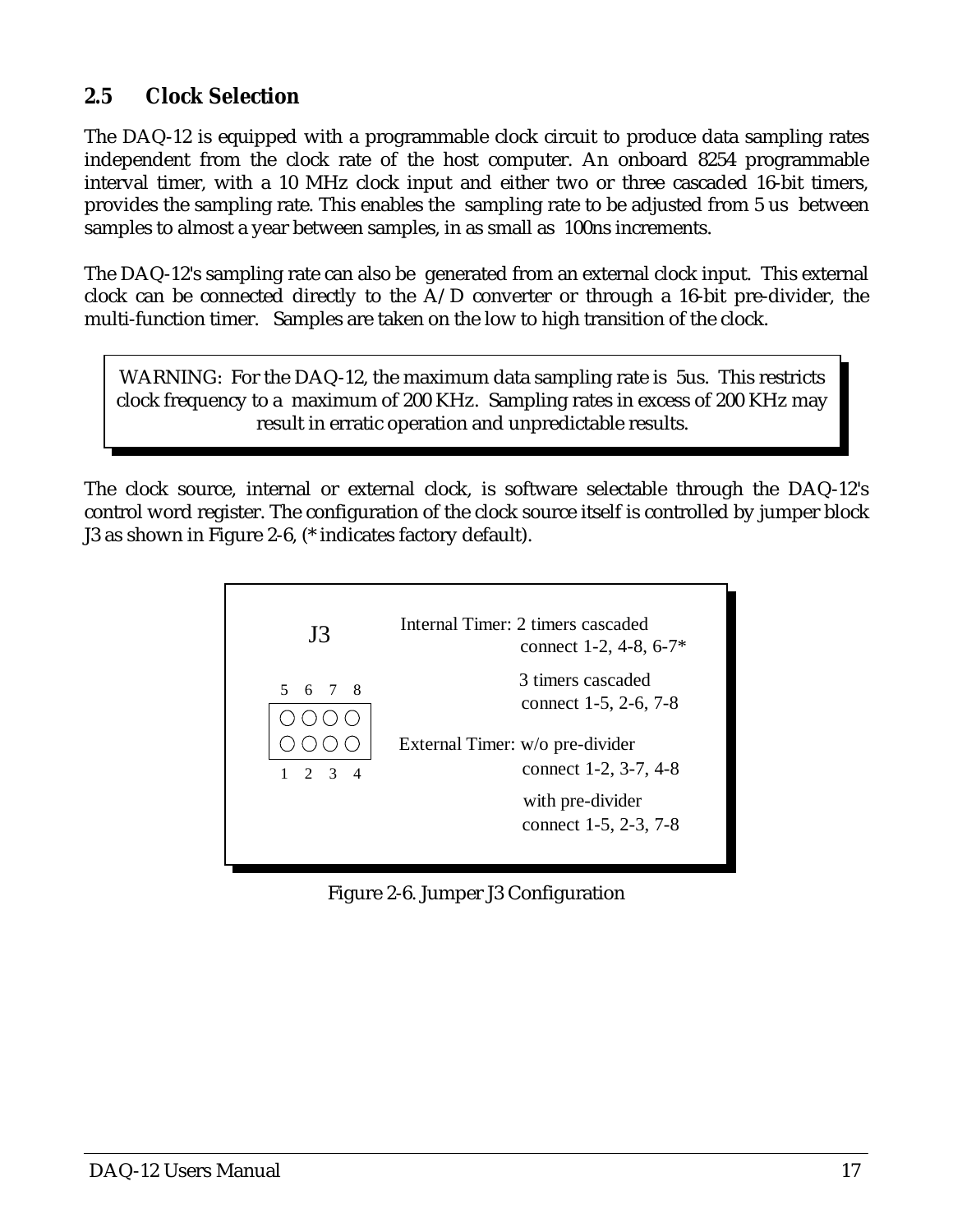## 2.5 Clock Selection

The DAQ-12 is equipped with a programmable clock circuit to produce data sampling rates independent from the clock rate of the host computer. An onboard 8254 programmable interval timer, with a 10 MHz clock input and either two or three cascaded 16-bit timers, provides the sampling rate. This enables the sampling rate to be adjusted from 5 us between samples to almost a year between samples, in as small as 100ns increments.

The DAQ-12's sampling rate can also be generated from an external clock input. This external clock can be connected directly to the A/D converter or through a 16-bit pre-divider, the multi-function timer. Samples are taken on the low to high transition of the clock.

> WARNING: For the DAQ-12, the maximum data sampling rate is 5us. This restricts clock frequency to a maximum of 200 KHz. Sampling rates in excess of 200 KHz may result in erratic operation and unpredictable results.

The clock source, internal or external clock, is software selectable through the DAQ-12's control word register. The configuration of the clock source itself is controlled by jumper block J3 as shown in Figure 2-6, (* indicates factory default).

J3

```
5 6 7 8
○ ○ ○ ○
○ ○ ○ ○
1 2 3 4
```

Internal Timer: 2 timers cascaded
connect 1-2, 4-8, 6-7*

3 timers cascaded
connect 1-5, 2-6, 7-8

External Timer: w/o pre-divider
connect 1-2, 3-7, 4-8

with pre-divider
connect 1-5, 2-3, 7-8

Figure 2-6. Jumper J3 Configuration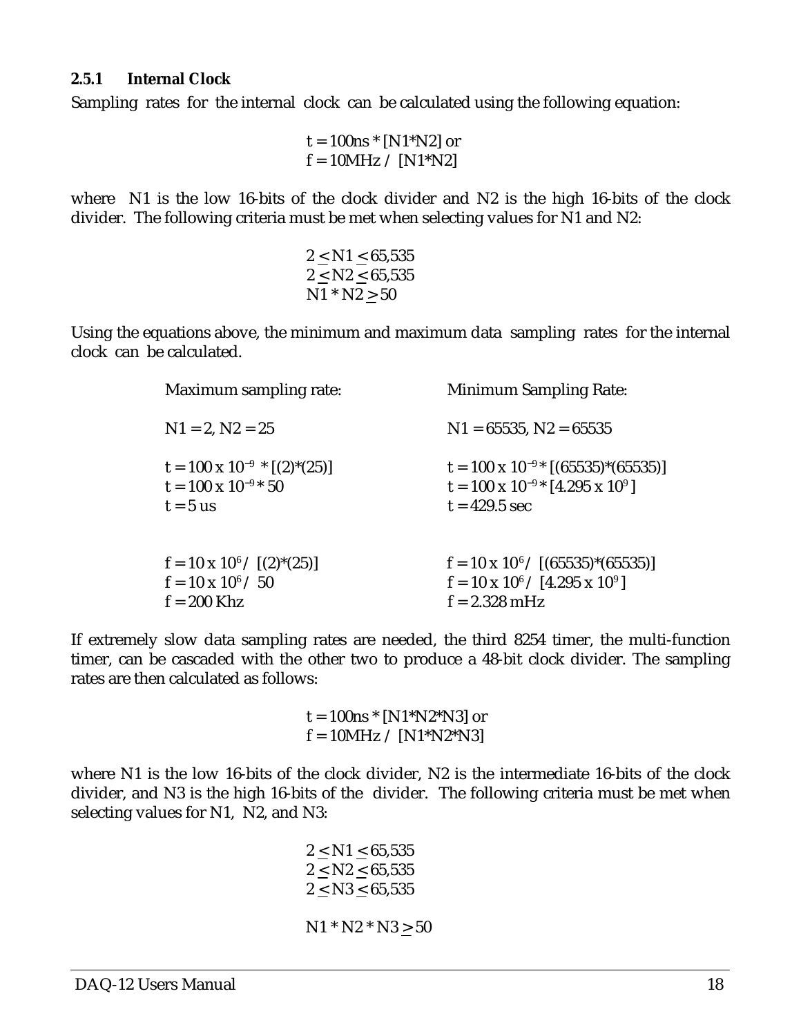### 2.5.1 Internal Clock

Sampling rates for the internal clock can be calculated using the following equation:

$$t = 100\text{ns} * [N1*N2] \text{ or}$$
$$f = 10\text{MHz} / [N1*N2]$$

where N1 is the low 16-bits of the clock divider and N2 is the high 16-bits of the clock divider. The following criteria must be met when selecting values for N1 and N2:

$$2 \leq N1 \leq 65{,}535$$
$$2 \leq N2 \leq 65{,}535$$
$$N1 * N2 \geq 50$$

Using the equations above, the minimum and maximum data sampling rates for the internal clock can be calculated.

**Maximum sampling rate:**

N1 = 2, N2 = 25

$t = 100 \times 10^{-9} * [(2)*(25)]$
$t = 100 \times 10^{-9} * 50$
$t = 5$ us

$f = 10 \times 10^{6} / [(2)*(25)]$
$f = 10 \times 10^{6} / 50$
$f = 200$ Khz

**Minimum Sampling Rate:**

N1 = 65535, N2 = 65535

$t = 100 \times 10^{-9} * [(65535)*(65535)]$
$t = 100 \times 10^{-9} * [4.295 \times 10^{9}]$
$t = 429.5$ sec

$f = 10 \times 10^{6} / [(65535)*(65535)]$
$f = 10 \times 10^{6} / [4.295 \times 10^{9}]$
$f = 2.328$ mHz

If extremely slow data sampling rates are needed, the third 8254 timer, the multi-function timer, can be cascaded with the other two to produce a 48-bit clock divider. The sampling rates are then calculated as follows:

$$t = 100\text{ns} * [N1*N2*N3] \text{ or}$$
$$f = 10\text{MHz} / [N1*N2*N3]$$

where N1 is the low 16-bits of the clock divider, N2 is the intermediate 16-bits of the clock divider, and N3 is the high 16-bits of the divider. The following criteria must be met when selecting values for N1, N2, and N3:

$$2 \leq N1 \leq 65{,}535$$
$$2 \leq N2 \leq 65{,}535$$
$$2 \leq N3 \leq 65{,}535$$

$$N1 * N2 * N3 \geq 50$$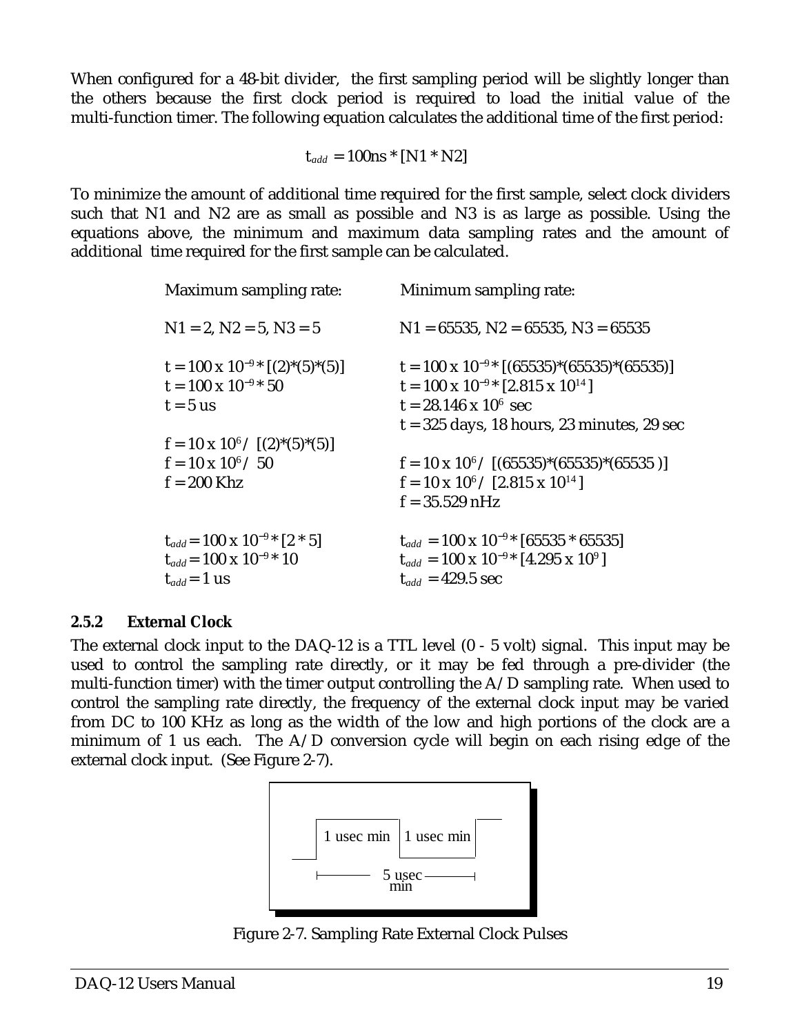When configured for a 48-bit divider, the first sampling period will be slightly longer than the others because the first clock period is required to load the initial value of the multi-function timer. The following equation calculates the additional time of the first period:

$$t_{add} = 100ns * [N1 * N2]$$

To minimize the amount of additional time required for the first sample, select clock dividers such that N1 and N2 are as small as possible and N3 is as large as possible. Using the equations above, the minimum and maximum data sampling rates and the amount of additional time required for the first sample can be calculated.

| Maximum sampling rate: | Minimum sampling rate: |
|---|---|
| N1 = 2, N2 = 5, N3 = 5 | N1 = 65535, N2 = 65535, N3 = 65535 |
| $t = 100 \times 10^{-9} * [(2)*(5)*(5)]$ | $t = 100 \times 10^{-9} * [(65535)*(65535)*(65535)]$ |
| $t = 100 \times 10^{-9} * 50$ | $t = 100 \times 10^{-9} * [2.815 \times 10^{14}]$ |
| $t = 5$ us | $t = 28.146 \times 10^{6}$ sec |
| | t = 325 days, 18 hours, 23 minutes, 29 sec |
| $f = 10 \times 10^{6} / [(2)*(5)*(5)]$ | |
| $f = 10 \times 10^{6} / 50$ | $f = 10 \times 10^{6} / [(65535)*(65535)*(65535)]$ |
| f = 200 Khz | $f = 10 \times 10^{6} / [2.815 \times 10^{14}]$ |
| | f = 35.529 nHz |
| $t_{add} = 100 \times 10^{-9} * [2 * 5]$ | $t_{add} = 100 \times 10^{-9} * [65535 * 65535]$ |
| $t_{add} = 100 \times 10^{-9} * 10$ | $t_{add} = 100 \times 10^{-9} * [4.295 \times 10^{9}]$ |
| $t_{add} = 1$ us | $t_{add} = 429.5$ sec |

### 2.5.2 External Clock

The external clock input to the DAQ-12 is a TTL level (0 - 5 volt) signal. This input may be used to control the sampling rate directly, or it may be fed through a pre-divider (the multi-function timer) with the timer output controlling the A/D sampling rate. When used to control the sampling rate directly, the frequency of the external clock input may be varied from DC to 100 KHz as long as the width of the low and high portions of the clock are a minimum of 1 us each. The A/D conversion cycle will begin on each rising edge of the external clock input. (See Figure 2-7).

1 usec min | 1 usec min | 5 usec min

Figure 2-7. Sampling Rate External Clock Pulses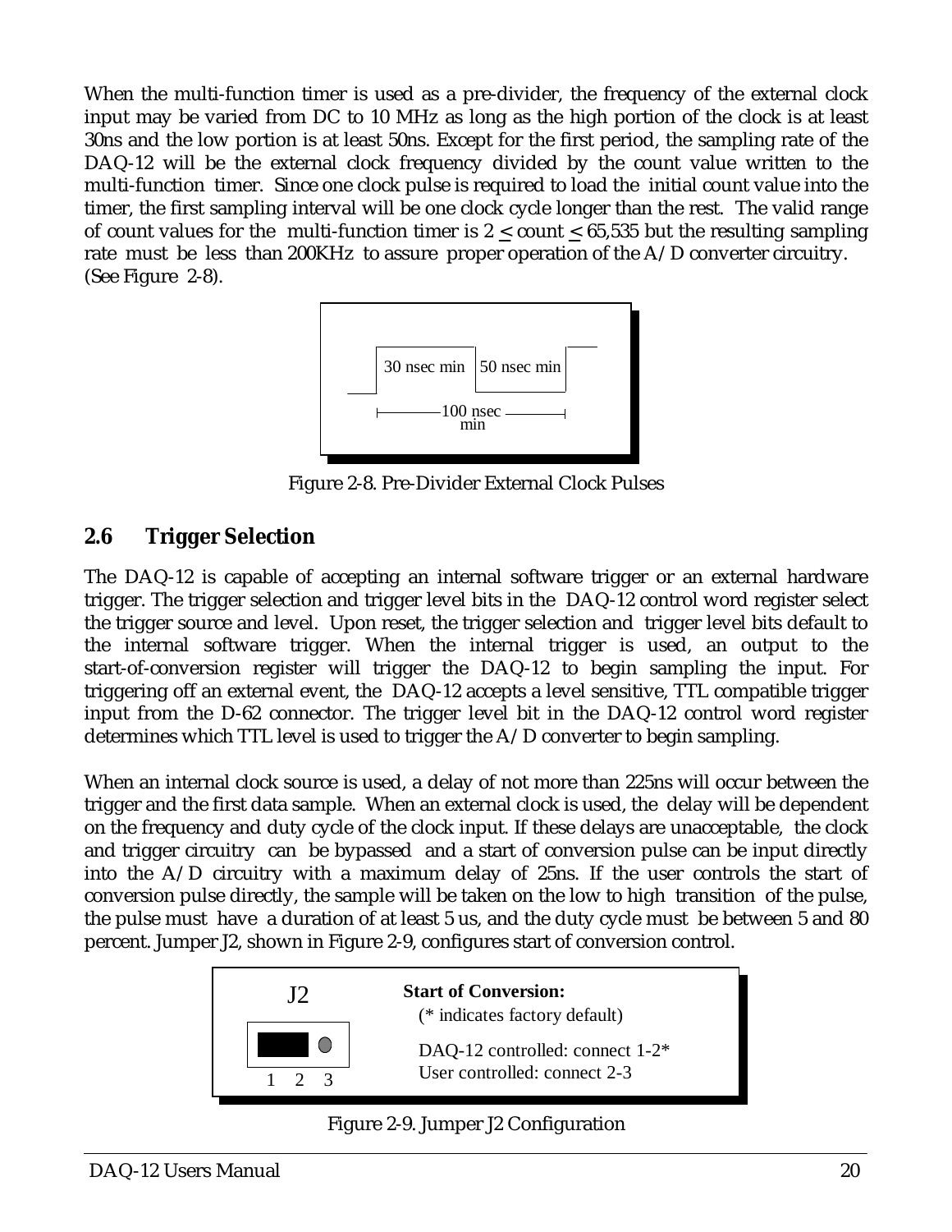When the multi-function timer is used as a pre-divider, the frequency of the external clock input may be varied from DC to 10 MHz as long as the high portion of the clock is at least 30ns and the low portion is at least 50ns. Except for the first period, the sampling rate of the DAQ-12 will be the external clock frequency divided by the count value written to the multi-function timer. Since one clock pulse is required to load the initial count value into the timer, the first sampling interval will be one clock cycle longer than the rest. The valid range of count values for the multi-function timer is $2 \leq$ count $\leq 65{,}535$ but the resulting sampling rate must be less than 200KHz to assure proper operation of the A/D converter circuitry. (See Figure 2-8).

30 nsec min | 50 nsec min

100 nsec min

Figure 2-8. Pre-Divider External Clock Pulses

## 2.6 Trigger Selection

The DAQ-12 is capable of accepting an internal software trigger or an external hardware trigger. The trigger selection and trigger level bits in the DAQ-12 control word register select the trigger source and level. Upon reset, the trigger selection and trigger level bits default to the internal software trigger. When the internal trigger is used, an output to the start-of-conversion register will trigger the DAQ-12 to begin sampling the input. For triggering off an external event, the DAQ-12 accepts a level sensitive, TTL compatible trigger input from the D-62 connector. The trigger level bit in the DAQ-12 control word register determines which TTL level is used to trigger the A/D converter to begin sampling.

When an internal clock source is used, a delay of not more than 225ns will occur between the trigger and the first data sample. When an external clock is used, the delay will be dependent on the frequency and duty cycle of the clock input. If these delays are unacceptable, the clock and trigger circuitry can be bypassed and a start of conversion pulse can be input directly into the A/D circuitry with a maximum delay of 25ns. If the user controls the start of conversion pulse directly, the sample will be taken on the low to high transition of the pulse, the pulse must have a duration of at least 5 us, and the duty cycle must be between 5 and 80 percent. Jumper J2, shown in Figure 2-9, configures start of conversion control.

J2

1 2 3

**Start of Conversion:**
(* indicates factory default)

DAQ-12 controlled: connect 1-2*
User controlled: connect 2-3

Figure 2-9. Jumper J2 Configuration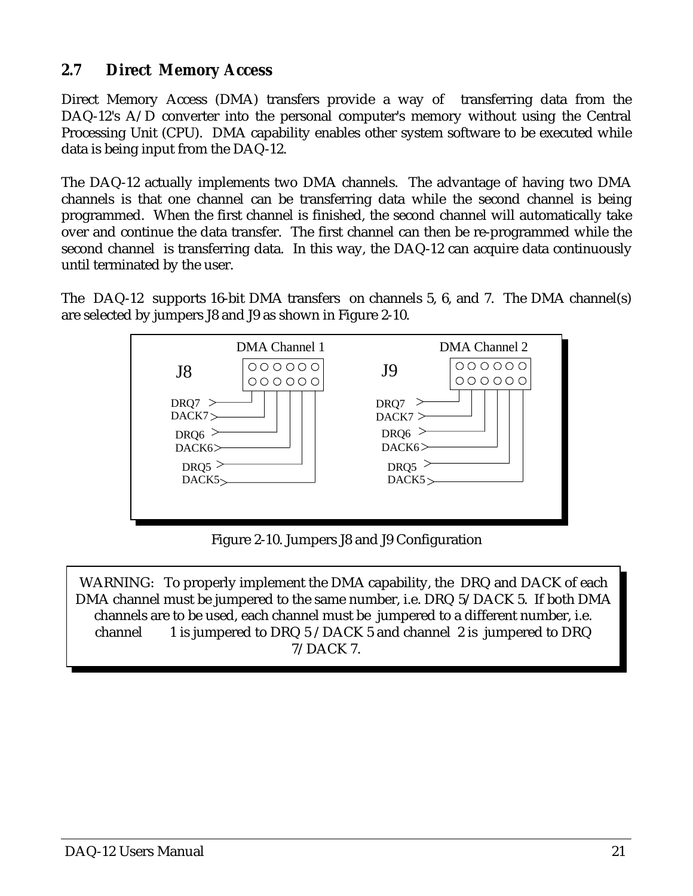## 2.7 Direct Memory Access

Direct Memory Access (DMA) transfers provide a way of transferring data from the DAQ-12's A/D converter into the personal computer's memory without using the Central Processing Unit (CPU). DMA capability enables other system software to be executed while data is being input from the DAQ-12.

The DAQ-12 actually implements two DMA channels. The advantage of having two DMA channels is that one channel can be transferring data while the second channel is being programmed. When the first channel is finished, the second channel will automatically take over and continue the data transfer. The first channel can then be re-programmed while the second channel is transferring data. In this way, the DAQ-12 can acquire data continuously until terminated by the user.

The DAQ-12 supports 16-bit DMA transfers on channels 5, 6, and 7. The DMA channel(s) are selected by jumpers J8 and J9 as shown in Figure 2-10.

DMA Channel 1

J8

DRQ7
DACK7
DRQ6
DACK6
DRQ5
DACK5

DMA Channel 2

J9

DRQ7
DACK7
DRQ6
DACK6
DRQ5
DACK5

Figure 2-10. Jumpers J8 and J9 Configuration

> WARNING: To properly implement the DMA capability, the DRQ and DACK of each DMA channel must be jumpered to the same number, i.e. DRQ 5/DACK 5. If both DMA channels are to be used, each channel must be jumpered to a different number, i.e. channel 1 is jumpered to DRQ 5 / DACK 5 and channel 2 is jumpered to DRQ 7/DACK 7.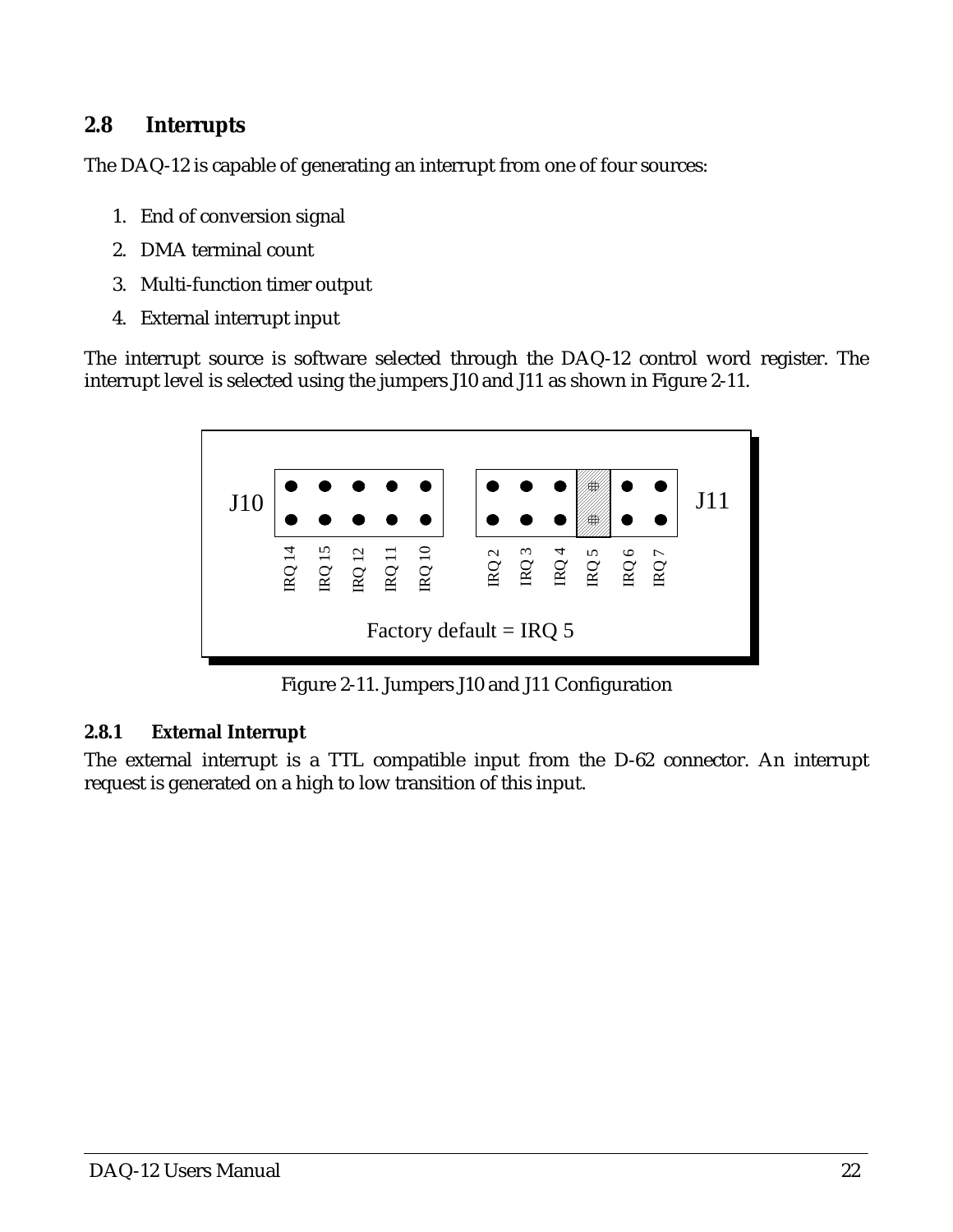## 2.8 Interrupts

The DAQ-12 is capable of generating an interrupt from one of four sources:

1. End of conversion signal
2. DMA terminal count
3. Multi-function timer output
4. External interrupt input

The interrupt source is software selected through the DAQ-12 control word register. The interrupt level is selected using the jumpers J10 and J11 as shown in Figure 2-11.

J10 J11

IRQ 14 IRQ 15 IRQ 12 IRQ 11 IRQ 10 IRQ 2 IRQ 3 IRQ 4 IRQ 5 IRQ 6 IRQ 7

Factory default = IRQ 5

Figure 2-11. Jumpers J10 and J11 Configuration

### 2.8.1 External Interrupt

The external interrupt is a TTL compatible input from the D-62 connector. An interrupt request is generated on a high to low transition of this input.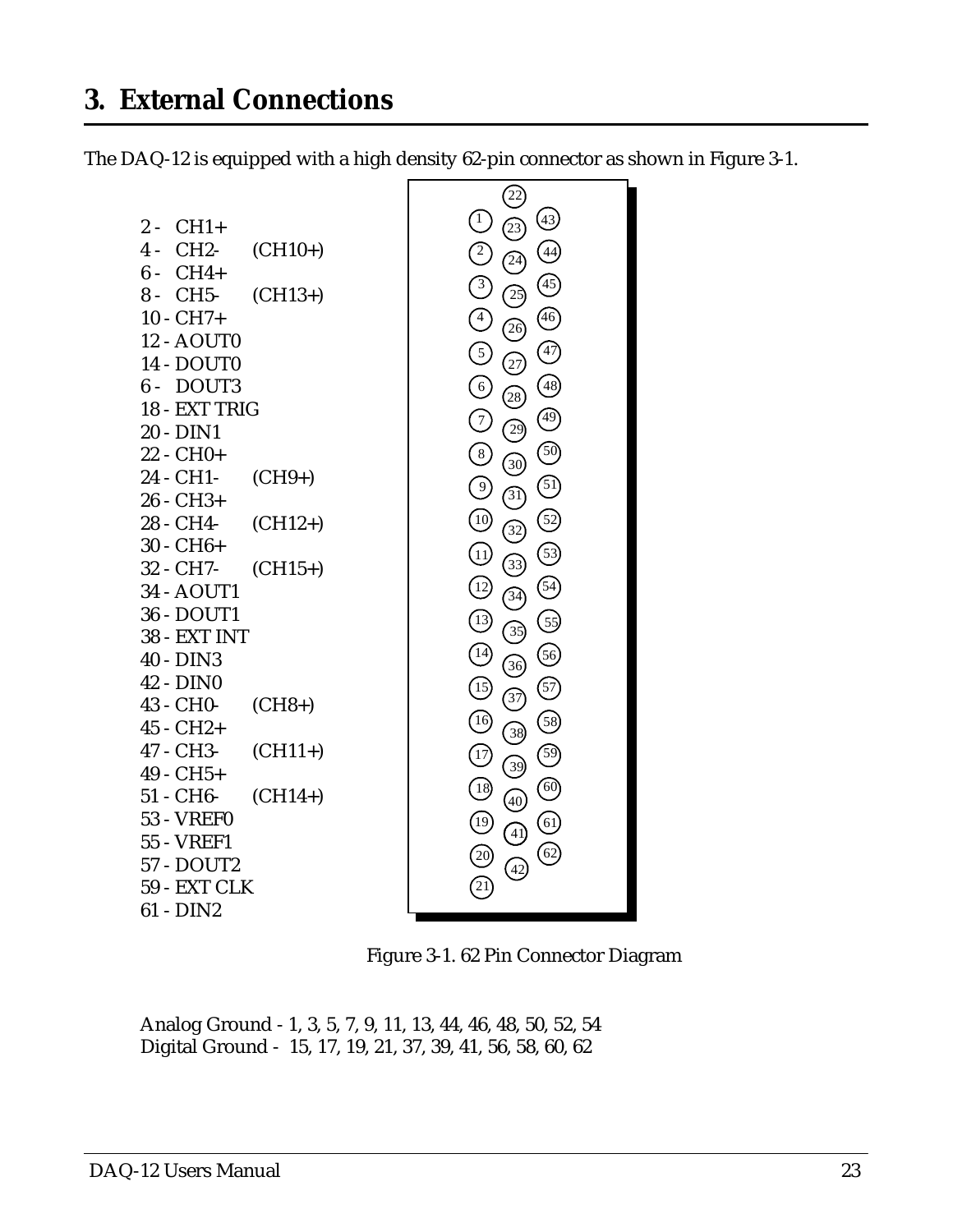# 3. External Connections

The DAQ-12 is equipped with a high density 62-pin connector as shown in Figure 3-1.

2 - CH1+
4 - CH2- (CH10+)
6 - CH4+
8 - CH5- (CH13+)
10 - CH7+
12 - AOUT0
14 - DOUT0
6 - DOUT3
18 - EXT TRIG
20 - DIN1
22 - CH0+
24 - CH1- (CH9+)
26 - CH3+
28 - CH4- (CH12+)
30 - CH6+
32 - CH7- (CH15+)
34 - AOUT1
36 - DOUT1
38 - EXT INT
40 - DIN3
42 - DIN0
43 - CH0- (CH8+)
45 - CH2+
47 - CH3- (CH11+)
49 - CH5+
51 - CH6- (CH14+)
53 - VREF0
55 - VREF1
57 - DOUT2
59 - EXT CLK
61 - DIN2

Figure 3-1. 62 Pin Connector Diagram

Analog Ground - 1, 3, 5, 7, 9, 11, 13, 44, 46, 48, 50, 52, 54
Digital Ground - 15, 17, 19, 21, 37, 39, 41, 56, 58, 60, 62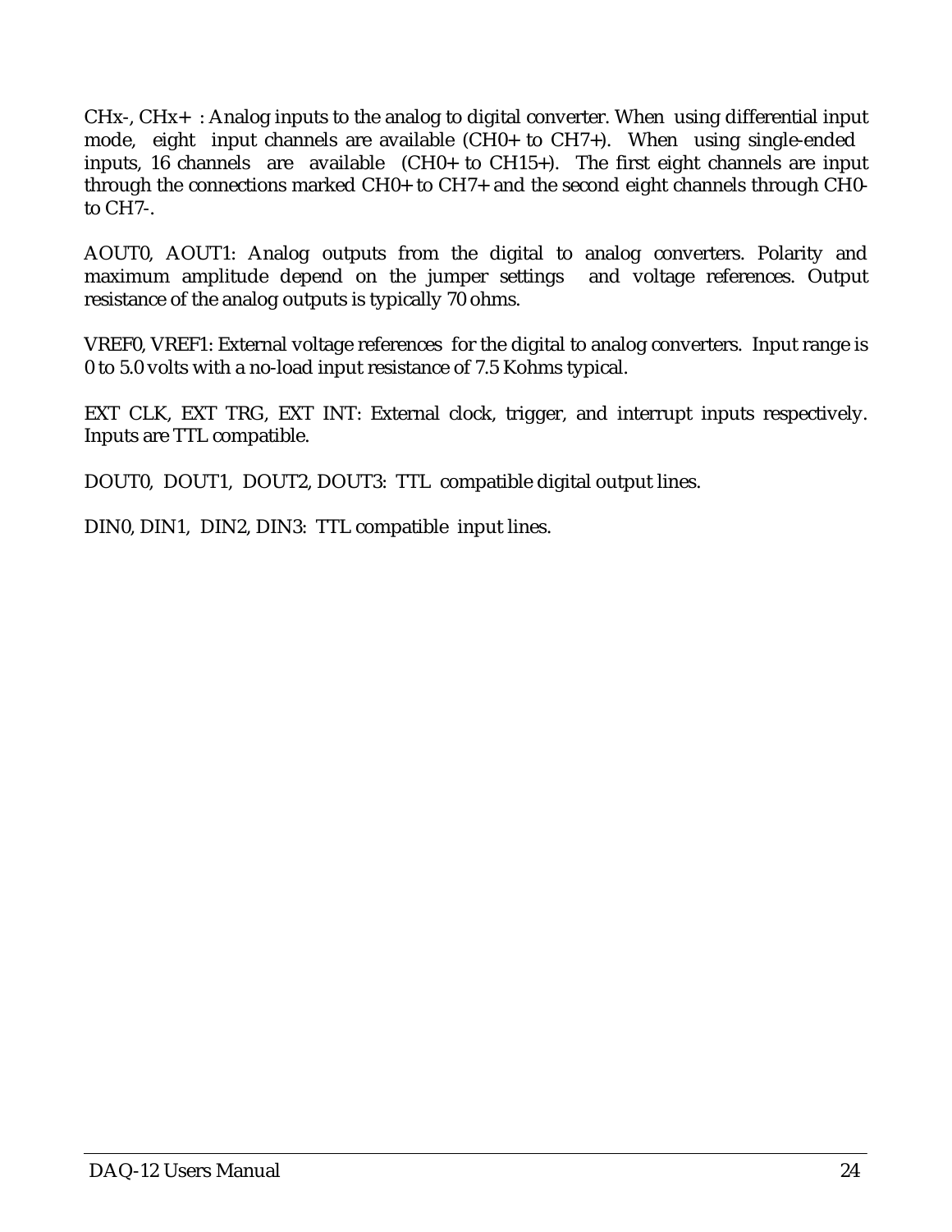CHx-, CHx+ : Analog inputs to the analog to digital converter. When using differential input mode, eight input channels are available (CH0+ to CH7+). When using single-ended inputs, 16 channels are available (CH0+ to CH15+). The first eight channels are input through the connections marked CH0+ to CH7+ and the second eight channels through CH0- to CH7-.

AOUT0, AOUT1: Analog outputs from the digital to analog converters. Polarity and maximum amplitude depend on the jumper settings and voltage references. Output resistance of the analog outputs is typically 70 ohms.

VREF0, VREF1: External voltage references for the digital to analog converters. Input range is 0 to 5.0 volts with a no-load input resistance of 7.5 Kohms typical.

EXT CLK, EXT TRG, EXT INT: External clock, trigger, and interrupt inputs respectively. Inputs are TTL compatible.

DOUT0, DOUT1, DOUT2, DOUT3: TTL compatible digital output lines.

DIN0, DIN1, DIN2, DIN3: TTL compatible input lines.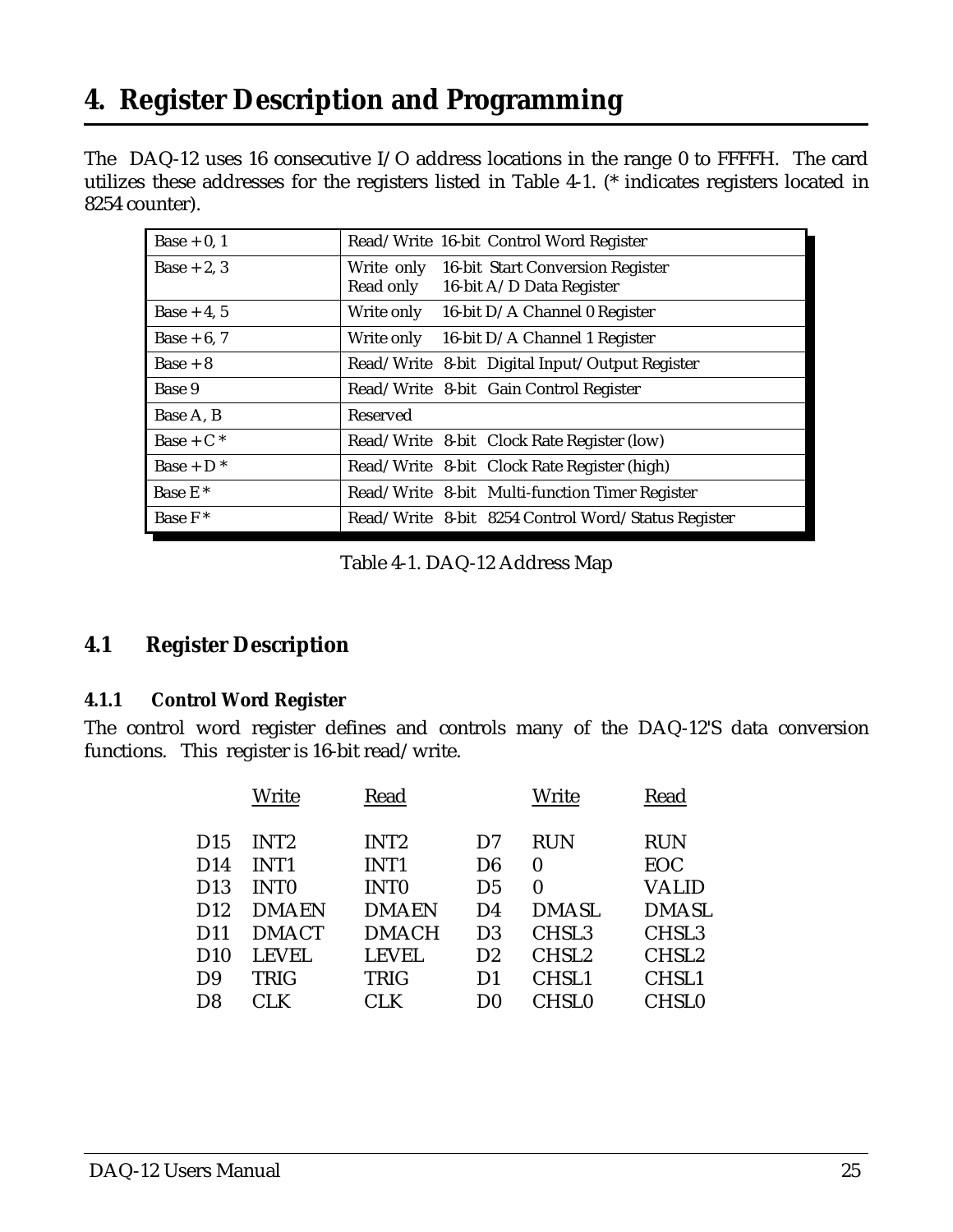# 4. Register Description and Programming

The DAQ-12 uses 16 consecutive I/O address locations in the range 0 to FFFFH. The card utilizes these addresses for the registers listed in Table 4-1. (* indicates registers located in 8254 counter).

| Address | Register |
|---|---|
| Base + 0, 1 | Read/Write 16-bit Control Word Register |
| Base + 2, 3 | Write only 16-bit Start Conversion Register<br>Read only 16-bit A/D Data Register |
| Base + 4, 5 | Write only 16-bit D/A Channel 0 Register |
| Base + 6, 7 | Write only 16-bit D/A Channel 1 Register |
| Base + 8 | Read/Write 8-bit Digital Input/Output Register |
| Base 9 | Read/Write 8-bit Gain Control Register |
| Base A, B | Reserved |
| Base + C * | Read/Write 8-bit Clock Rate Register (low) |
| Base + D * | Read/Write 8-bit Clock Rate Register (high) |
| Base E * | Read/Write 8-bit Multi-function Timer Register |
| Base F * | Read/Write 8-bit 8254 Control Word/Status Register |

Table 4-1. DAQ-12 Address Map

## 4.1 Register Description

### 4.1.1 Control Word Register

The control word register defines and controls many of the DAQ-12'S data conversion functions. This register is 16-bit read/write.

| | Write | Read | | Write | Read |
|---|---|---|---|---|---|
| D15 | INT2 | INT2 | D7 | RUN | RUN |
| D14 | INT1 | INT1 | D6 | 0 | EOC |
| D13 | INT0 | INT0 | D5 | 0 | VALID |
| D12 | DMAEN | DMAEN | D4 | DMASL | DMASL |
| D11 | DMACT | DMACH | D3 | CHSL3 | CHSL3 |
| D10 | LEVEL | LEVEL | D2 | CHSL2 | CHSL2 |
| D9 | TRIG | TRIG | D1 | CHSL1 | CHSL1 |
| D8 | CLK | CLK | D0 | CHSL0 | CHSL0 |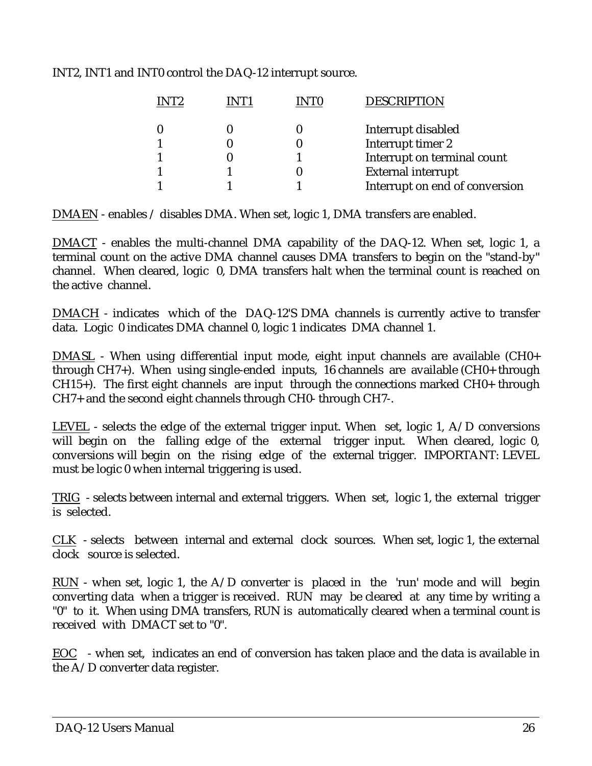INT2, INT1 and INT0 control the DAQ-12 interrupt source.

| INT2 | INT1 | INT0 | DESCRIPTION |
|---|---|---|---|
| 0 | 0 | 0 | Interrupt disabled |
| 1 | 0 | 0 | Interrupt timer 2 |
| 1 | 0 | 1 | Interrupt on terminal count |
| 1 | 1 | 0 | External interrupt |
| 1 | 1 | 1 | Interrupt on end of conversion |

<u>DMAEN</u> - enables / disables DMA. When set, logic 1, DMA transfers are enabled.

<u>DMACT</u> - enables the multi-channel DMA capability of the DAQ-12. When set, logic 1, a terminal count on the active DMA channel causes DMA transfers to begin on the "stand-by" channel. When cleared, logic 0, DMA transfers halt when the terminal count is reached on the active channel.

<u>DMACH</u> - indicates which of the DAQ-12'S DMA channels is currently active to transfer data. Logic 0 indicates DMA channel 0, logic 1 indicates DMA channel 1.

<u>DMASL</u> - When using differential input mode, eight input channels are available (CH0+ through CH7+). When using single-ended inputs, 16 channels are available (CH0+ through CH15+). The first eight channels are input through the connections marked CH0+ through CH7+ and the second eight channels through CH0- through CH7-.

<u>LEVEL</u> - selects the edge of the external trigger input. When set, logic 1, A/D conversions will begin on the falling edge of the external trigger input. When cleared, logic 0, conversions will begin on the rising edge of the external trigger. IMPORTANT: LEVEL must be logic 0 when internal triggering is used.

<u>TRIG</u> - selects between internal and external triggers. When set, logic 1, the external trigger is selected.

<u>CLK</u> - selects between internal and external clock sources. When set, logic 1, the external clock source is selected.

<u>RUN</u> - when set, logic 1, the A/D converter is placed in the 'run' mode and will begin converting data when a trigger is received. RUN may be cleared at any time by writing a "0" to it. When using DMA transfers, RUN is automatically cleared when a terminal count is received with DMACT set to "0".

<u>EOC</u> - when set, indicates an end of conversion has taken place and the data is available in the A/D converter data register.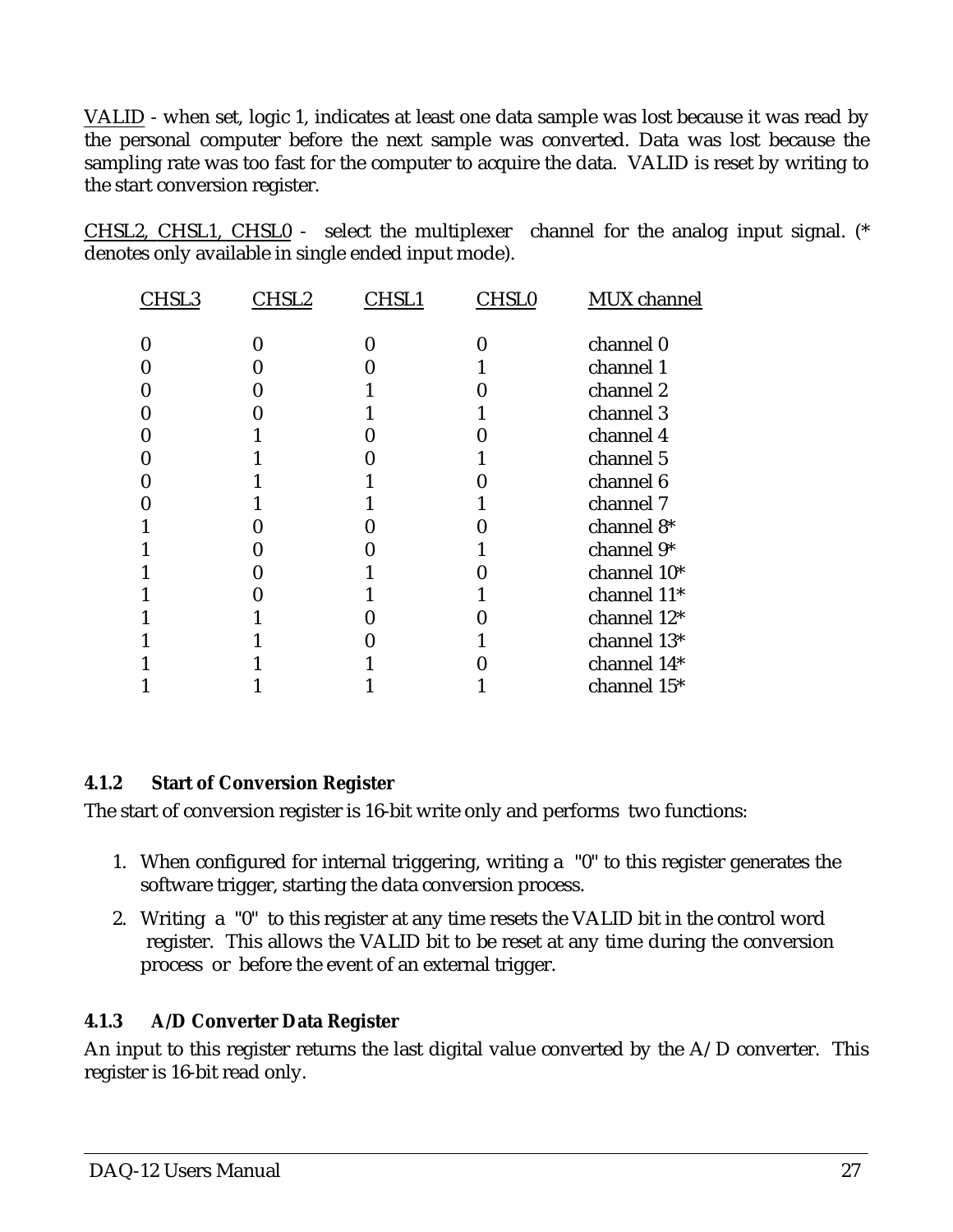VALID - when set, logic 1, indicates at least one data sample was lost because it was read by the personal computer before the next sample was converted. Data was lost because the sampling rate was too fast for the computer to acquire the data. VALID is reset by writing to the start conversion register.

CHSL2, CHSL1, CHSL0 - select the multiplexer channel for the analog input signal. (* denotes only available in single ended input mode).

| CHSL3 | CHSL2 | CHSL1 | CHSL0 | MUX channel |
|---|---|---|---|---|
| 0 | 0 | 0 | 0 | channel 0 |
| 0 | 0 | 0 | 1 | channel 1 |
| 0 | 0 | 1 | 0 | channel 2 |
| 0 | 0 | 1 | 1 | channel 3 |
| 0 | 1 | 0 | 0 | channel 4 |
| 0 | 1 | 0 | 1 | channel 5 |
| 0 | 1 | 1 | 0 | channel 6 |
| 0 | 1 | 1 | 1 | channel 7 |
| 1 | 0 | 0 | 0 | channel 8* |
| 1 | 0 | 0 | 1 | channel 9* |
| 1 | 0 | 1 | 0 | channel 10* |
| 1 | 0 | 1 | 1 | channel 11* |
| 1 | 1 | 0 | 0 | channel 12* |
| 1 | 1 | 0 | 1 | channel 13* |
| 1 | 1 | 1 | 0 | channel 14* |
| 1 | 1 | 1 | 1 | channel 15* |

### 4.1.2 Start of Conversion Register

The start of conversion register is 16-bit write only and performs two functions:

1. When configured for internal triggering, writing a "0" to this register generates the software trigger, starting the data conversion process.
2. Writing a "0" to this register at any time resets the VALID bit in the control word register. This allows the VALID bit to be reset at any time during the conversion process or before the event of an external trigger.

### 4.1.3 A/D Converter Data Register

An input to this register returns the last digital value converted by the A/D converter. This register is 16-bit read only.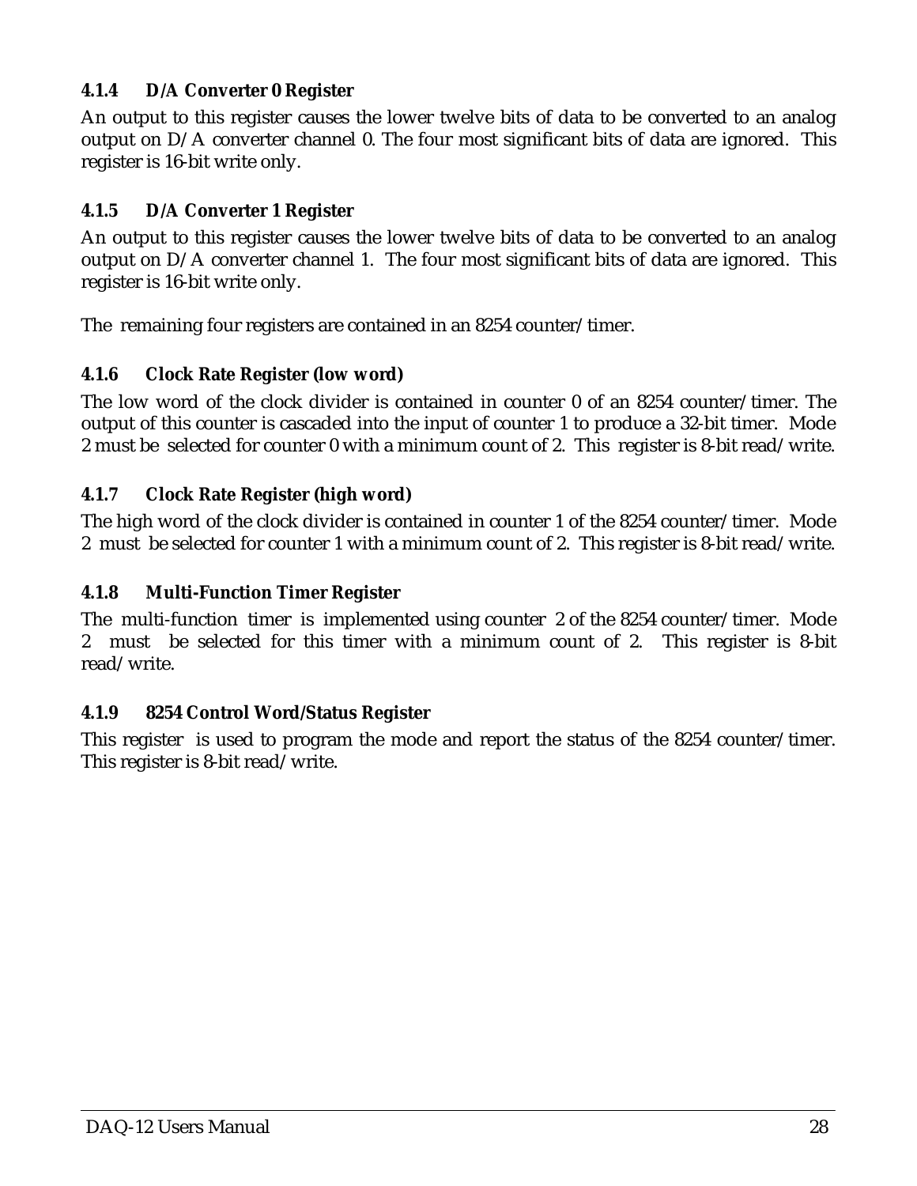#### 4.1.4 D/A Converter 0 Register

An output to this register causes the lower twelve bits of data to be converted to an analog output on D/A converter channel 0. The four most significant bits of data are ignored. This register is 16-bit write only.

#### 4.1.5 D/A Converter 1 Register

An output to this register causes the lower twelve bits of data to be converted to an analog output on D/A converter channel 1. The four most significant bits of data are ignored. This register is 16-bit write only.

The remaining four registers are contained in an 8254 counter/timer.

#### 4.1.6 Clock Rate Register (low word)

The low word of the clock divider is contained in counter 0 of an 8254 counter/timer. The output of this counter is cascaded into the input of counter 1 to produce a 32-bit timer. Mode 2 must be selected for counter 0 with a minimum count of 2. This register is 8-bit read/write.

#### 4.1.7 Clock Rate Register (high word)

The high word of the clock divider is contained in counter 1 of the 8254 counter/timer. Mode 2 must be selected for counter 1 with a minimum count of 2. This register is 8-bit read/write.

#### 4.1.8 Multi-Function Timer Register

The multi-function timer is implemented using counter 2 of the 8254 counter/timer. Mode 2 must be selected for this timer with a minimum count of 2. This register is 8-bit read/write.

#### 4.1.9 8254 Control Word/Status Register

This register is used to program the mode and report the status of the 8254 counter/timer. This register is 8-bit read/write.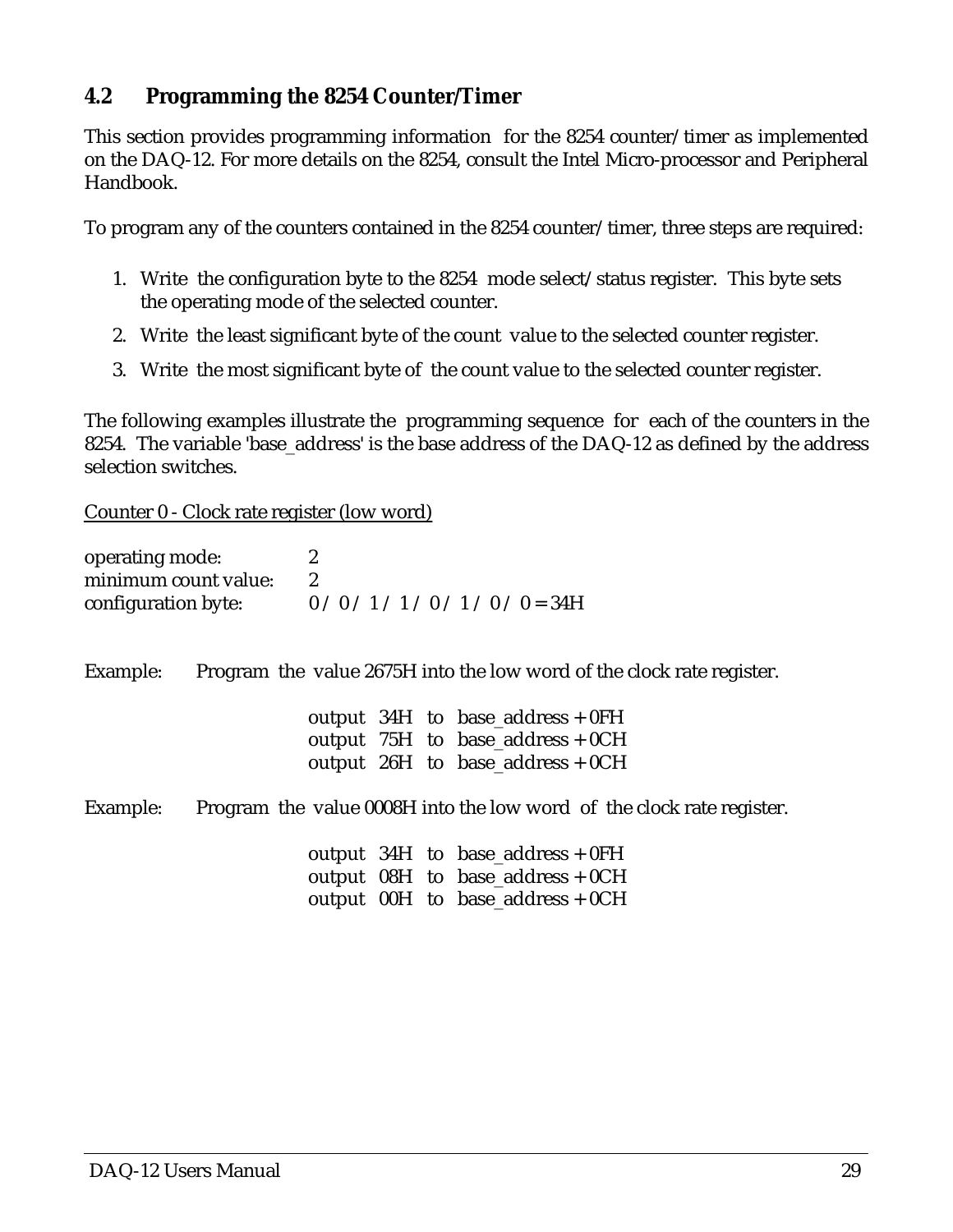## 4.2 Programming the 8254 Counter/Timer

This section provides programming information for the 8254 counter/timer as implemented on the DAQ-12. For more details on the 8254, consult the Intel Micro-processor and Peripheral Handbook.

To program any of the counters contained in the 8254 counter/timer, three steps are required:

1. Write the configuration byte to the 8254 mode select/status register. This byte sets the operating mode of the selected counter.
2. Write the least significant byte of the count value to the selected counter register.
3. Write the most significant byte of the count value to the selected counter register.

The following examples illustrate the programming sequence for each of the counters in the 8254. The variable 'base_address' is the base address of the DAQ-12 as defined by the address selection switches.

<u>Counter 0 - Clock rate register (low word)</u>

| | |
|---|---|
| operating mode: | 2 |
| minimum count value: | 2 |
| configuration byte: | 0 / 0 / 1 / 1 / 0 / 1 / 0 / 0 = 34H |

Example: Program the value 2675H into the low word of the clock rate register.

```
output 34H to base_address + 0FH
output 75H to base_address + 0CH
output 26H to base_address + 0CH
```

Example: Program the value 0008H into the low word of the clock rate register.

```
output 34H to base_address + 0FH
output 08H to base_address + 0CH
output 00H to base_address + 0CH
```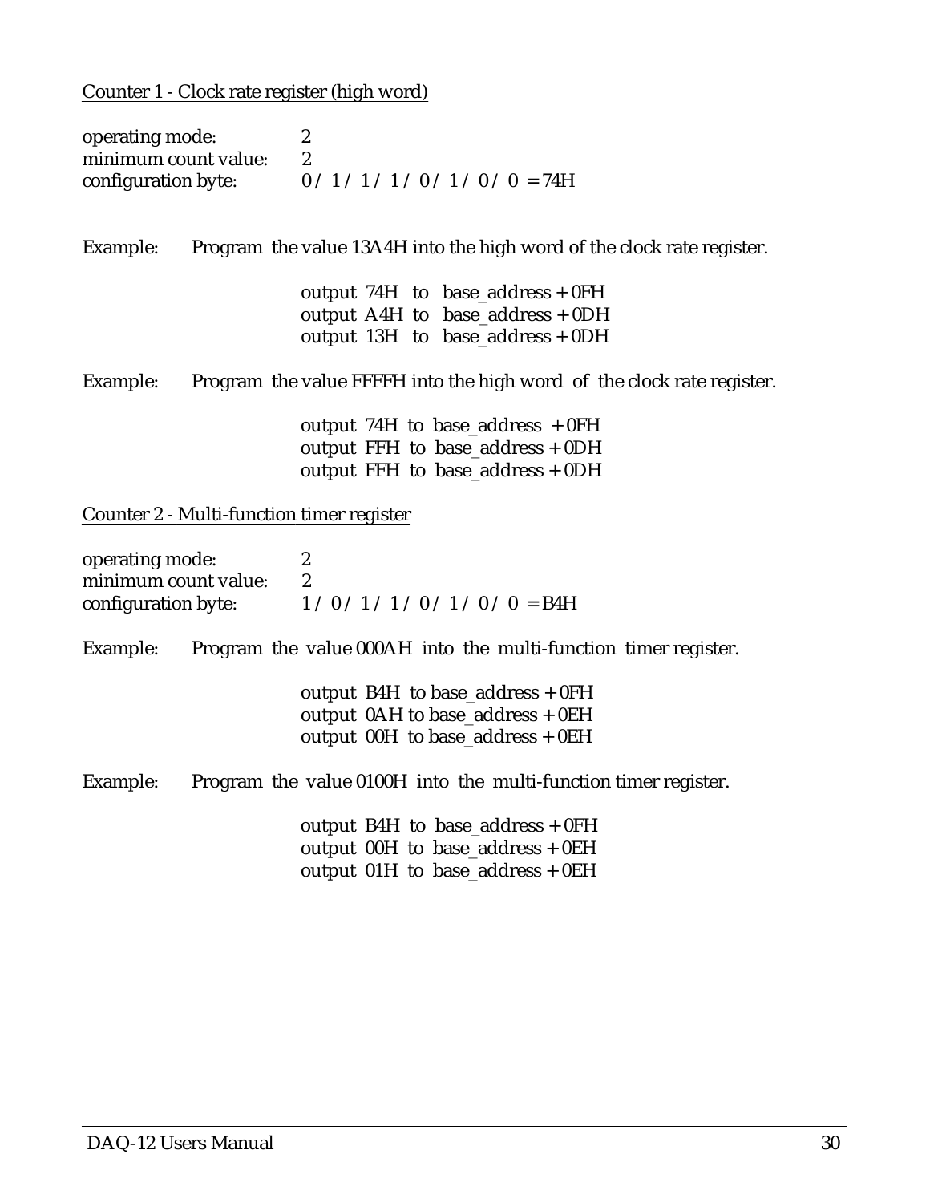Counter 1 - Clock rate register (high word)

operating mode: 2
minimum count value: 2
configuration byte: 0 / 1 / 1 / 1 / 0 / 1 / 0 / 0 = 74H

Example: Program the value 13A4H into the high word of the clock rate register.

```
output 74H to base_address + 0FH
output A4H to base_address + 0DH
output 13H to base_address + 0DH
```

Example: Program the value FFFFH into the high word of the clock rate register.

```
output 74H to base_address + 0FH
output FFH to base_address + 0DH
output FFH to base_address + 0DH
```

Counter 2 - Multi-function timer register

operating mode: 2
minimum count value: 2
configuration byte: 1 / 0 / 1 / 1 / 0 / 1 / 0 / 0 = B4H

Example: Program the value 000AH into the multi-function timer register.

```
output B4H to base_address + 0FH
output 0AH to base_address + 0EH
output 00H to base_address + 0EH
```

Example: Program the value 0100H into the multi-function timer register.

```
output B4H to base_address + 0FH
output 00H to base_address + 0EH
output 01H to base_address + 0EH
```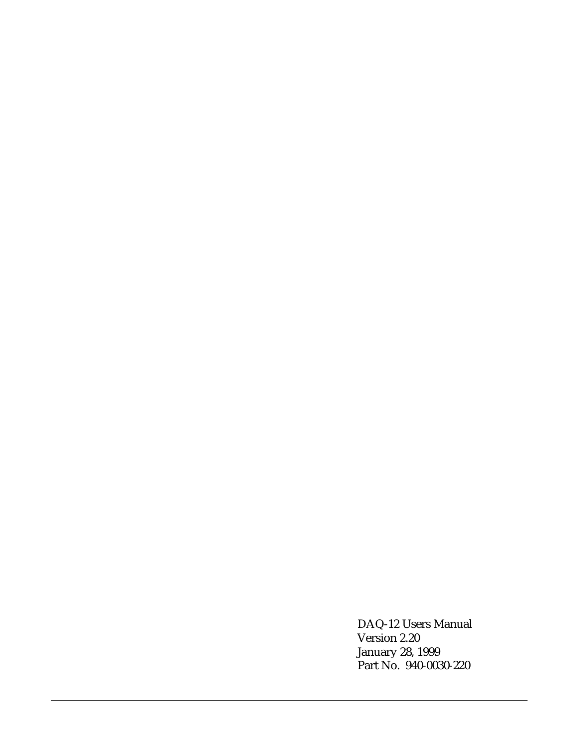DAQ-12 Users Manual
Version 2.20
January 28, 1999
Part No. 940-0030-220